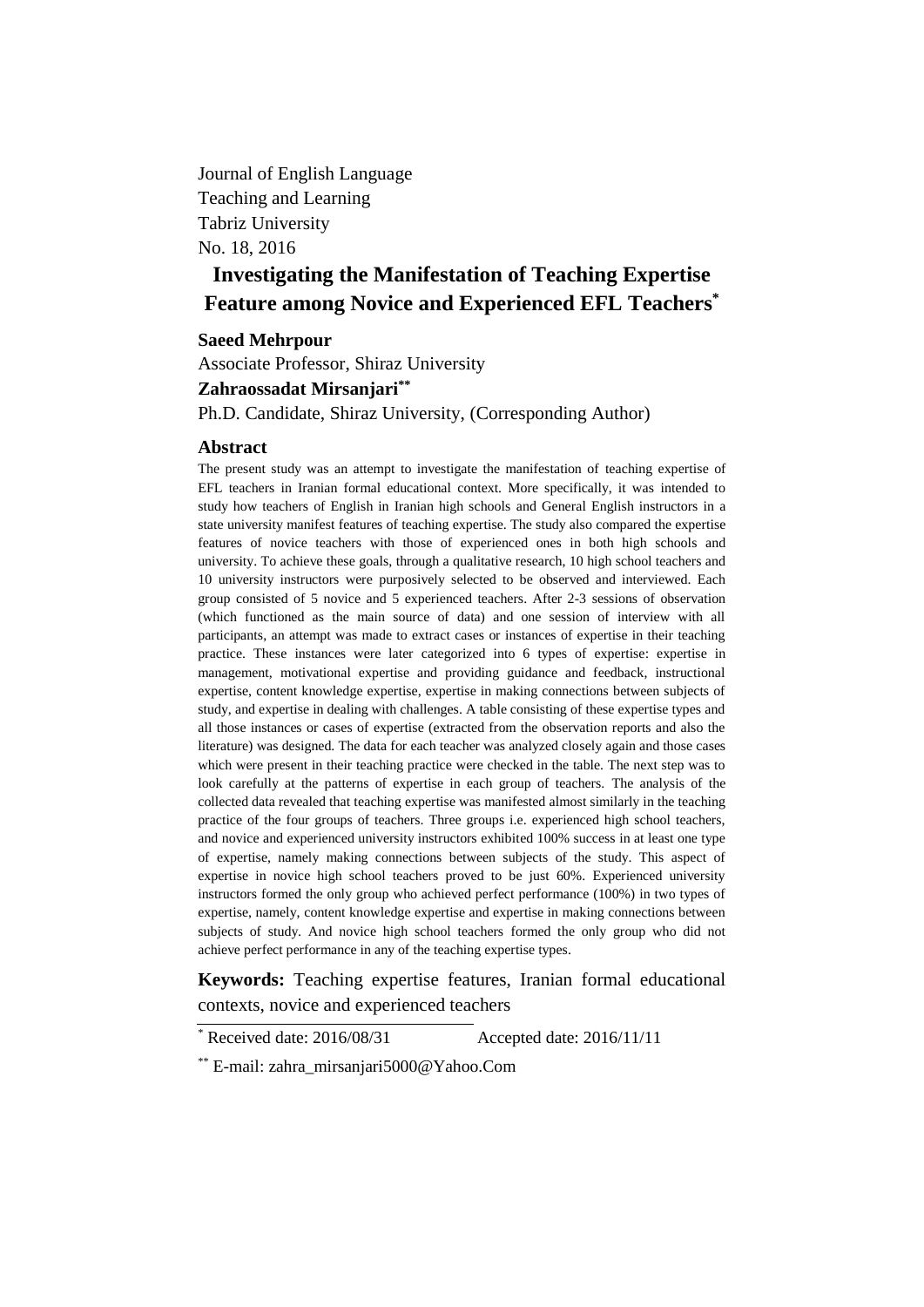Journal of English Language
Teaching and Learning
Tabriz University
No. 18, 2016

# Investigating the Manifestation of Teaching Expertise Feature among Novice and Experienced EFL Teachers[*]

**Saeed Mehrpour**

Associate Professor, Shiraz University

**Zahraossadat Mirsanjari[**]**

Ph.D. Candidate, Shiraz University, (Corresponding Author)

## Abstract

The present study was an attempt to investigate the manifestation of teaching expertise of EFL teachers in Iranian formal educational context. More specifically, it was intended to study how teachers of English in Iranian high schools and General English instructors in a state university manifest features of teaching expertise. The study also compared the expertise features of novice teachers with those of experienced ones in both high schools and university. To achieve these goals, through a qualitative research, 10 high school teachers and 10 university instructors were purposively selected to be observed and interviewed. Each group consisted of 5 novice and 5 experienced teachers. After 2-3 sessions of observation (which functioned as the main source of data) and one session of interview with all participants, an attempt was made to extract cases or instances of expertise in their teaching practice. These instances were later categorized into 6 types of expertise: expertise in management, motivational expertise and providing guidance and feedback, instructional expertise, content knowledge expertise, expertise in making connections between subjects of study, and expertise in dealing with challenges. A table consisting of these expertise types and all those instances or cases of expertise (extracted from the observation reports and also the literature) was designed. The data for each teacher was analyzed closely again and those cases which were present in their teaching practice were checked in the table. The next step was to look carefully at the patterns of expertise in each group of teachers. The analysis of the collected data revealed that teaching expertise was manifested almost similarly in the teaching practice of the four groups of teachers. Three groups i.e. experienced high school teachers, and novice and experienced university instructors exhibited 100% success in at least one type of expertise, namely making connections between subjects of the study. This aspect of expertise in novice high school teachers proved to be just 60%. Experienced university instructors formed the only group who achieved perfect performance (100%) in two types of expertise, namely, content knowledge expertise and expertise in making connections between subjects of study. And novice high school teachers formed the only group who did not achieve perfect performance in any of the teaching expertise types.

**Keywords:** Teaching expertise features, Iranian formal educational contexts, novice and experienced teachers

---

[*] Received date: 2016/08/31 Accepted date: 2016/11/11

[**] E-mail: zahra_mirsanjari5000@Yahoo.Com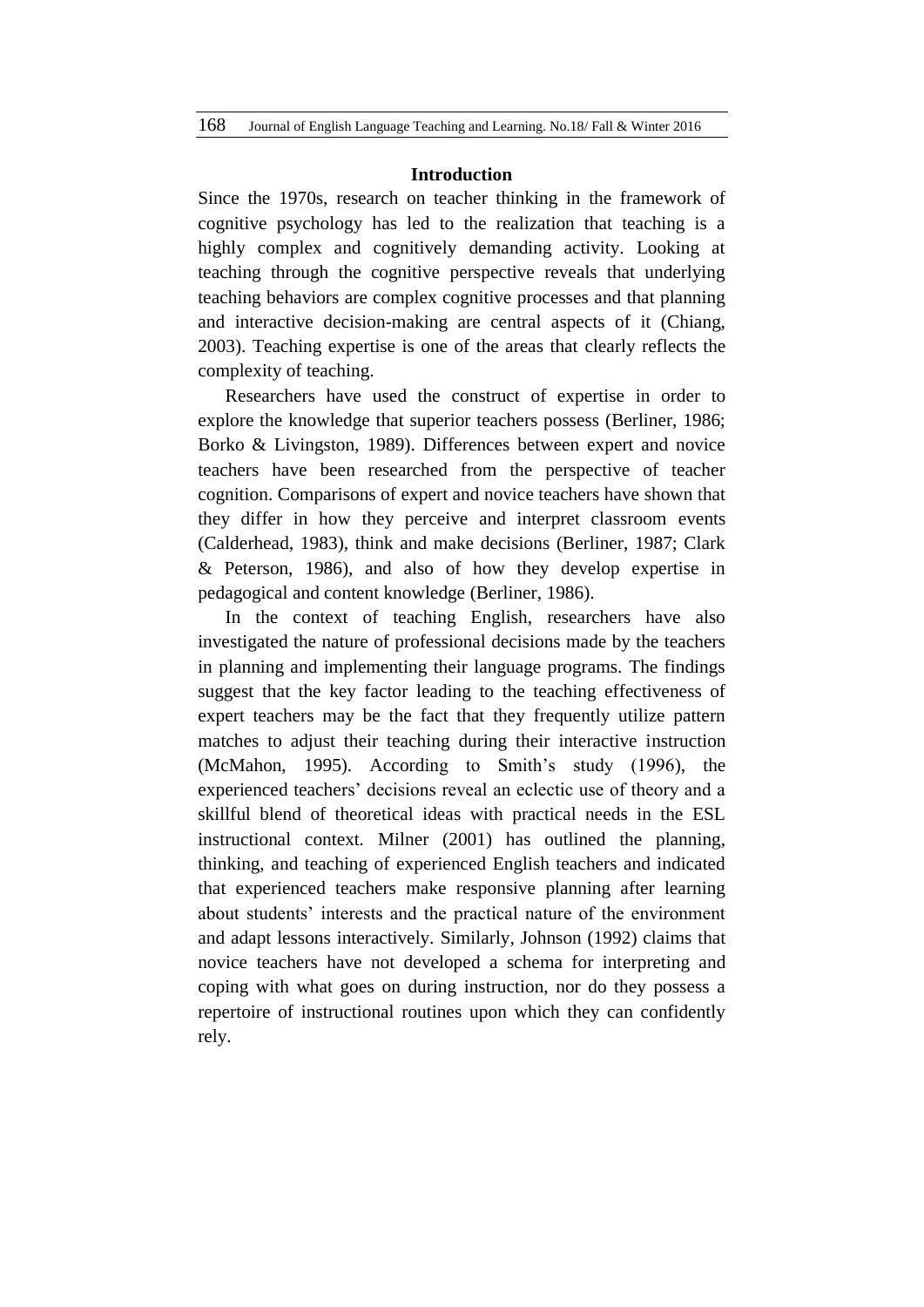## Introduction

Since the 1970s, research on teacher thinking in the framework of cognitive psychology has led to the realization that teaching is a highly complex and cognitively demanding activity. Looking at teaching through the cognitive perspective reveals that underlying teaching behaviors are complex cognitive processes and that planning and interactive decision-making are central aspects of it (Chiang, 2003). Teaching expertise is one of the areas that clearly reflects the complexity of teaching.

Researchers have used the construct of expertise in order to explore the knowledge that superior teachers possess (Berliner, 1986; Borko & Livingston, 1989). Differences between expert and novice teachers have been researched from the perspective of teacher cognition. Comparisons of expert and novice teachers have shown that they differ in how they perceive and interpret classroom events (Calderhead, 1983), think and make decisions (Berliner, 1987; Clark & Peterson, 1986), and also of how they develop expertise in pedagogical and content knowledge (Berliner, 1986).

In the context of teaching English, researchers have also investigated the nature of professional decisions made by the teachers in planning and implementing their language programs. The findings suggest that the key factor leading to the teaching effectiveness of expert teachers may be the fact that they frequently utilize pattern matches to adjust their teaching during their interactive instruction (McMahon, 1995). According to Smith's study (1996), the experienced teachers' decisions reveal an eclectic use of theory and a skillful blend of theoretical ideas with practical needs in the ESL instructional context. Milner (2001) has outlined the planning, thinking, and teaching of experienced English teachers and indicated that experienced teachers make responsive planning after learning about students' interests and the practical nature of the environment and adapt lessons interactively. Similarly, Johnson (1992) claims that novice teachers have not developed a schema for interpreting and coping with what goes on during instruction, nor do they possess a repertoire of instructional routines upon which they can confidently rely.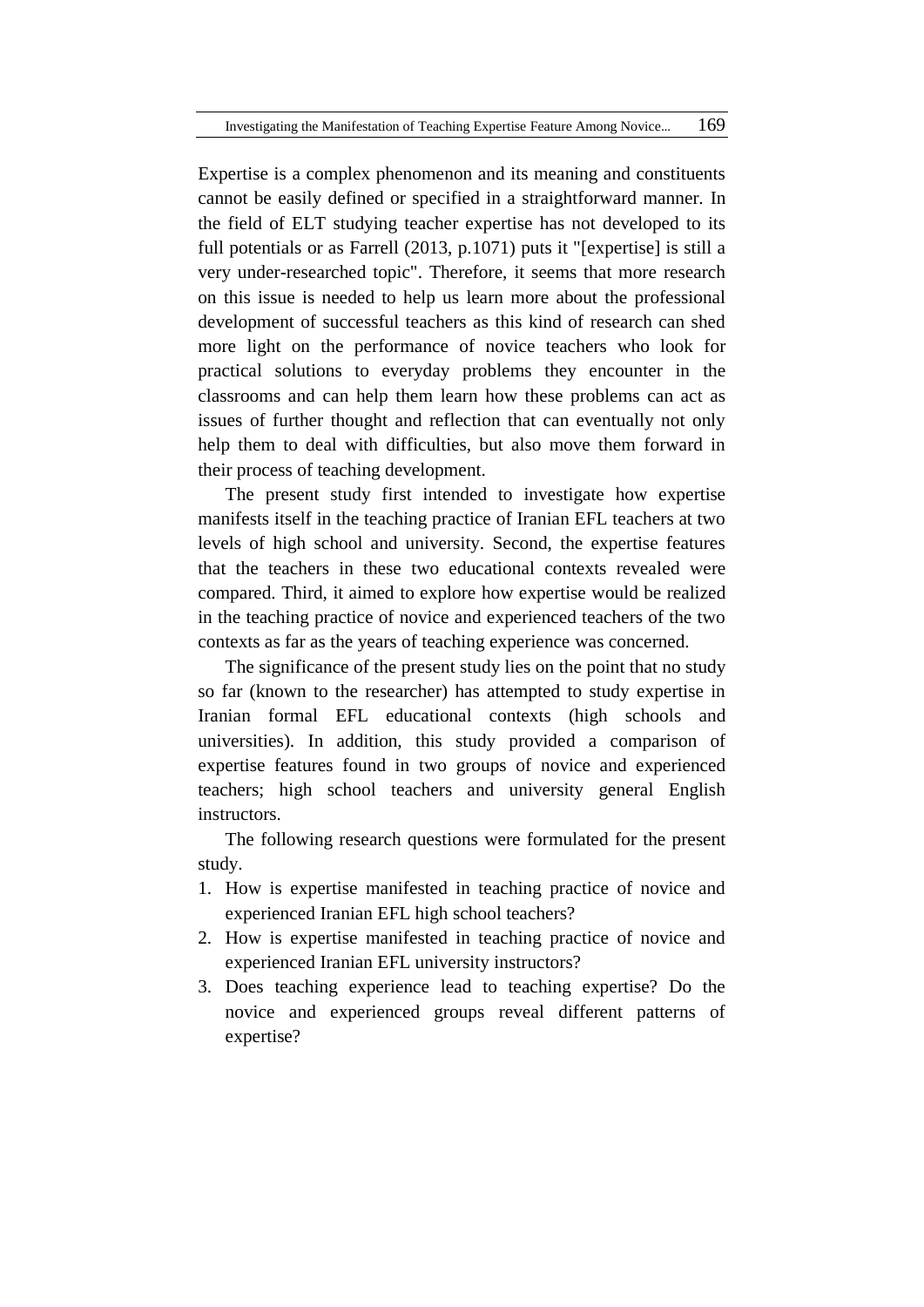Expertise is a complex phenomenon and its meaning and constituents cannot be easily defined or specified in a straightforward manner. In the field of ELT studying teacher expertise has not developed to its full potentials or as Farrell (2013, p.1071) puts it "[expertise] is still a very under-researched topic". Therefore, it seems that more research on this issue is needed to help us learn more about the professional development of successful teachers as this kind of research can shed more light on the performance of novice teachers who look for practical solutions to everyday problems they encounter in the classrooms and can help them learn how these problems can act as issues of further thought and reflection that can eventually not only help them to deal with difficulties, but also move them forward in their process of teaching development.

The present study first intended to investigate how expertise manifests itself in the teaching practice of Iranian EFL teachers at two levels of high school and university. Second, the expertise features that the teachers in these two educational contexts revealed were compared. Third, it aimed to explore how expertise would be realized in the teaching practice of novice and experienced teachers of the two contexts as far as the years of teaching experience was concerned.

The significance of the present study lies on the point that no study so far (known to the researcher) has attempted to study expertise in Iranian formal EFL educational contexts (high schools and universities). In addition, this study provided a comparison of expertise features found in two groups of novice and experienced teachers; high school teachers and university general English instructors.

The following research questions were formulated for the present study.

1. How is expertise manifested in teaching practice of novice and experienced Iranian EFL high school teachers?
2. How is expertise manifested in teaching practice of novice and experienced Iranian EFL university instructors?
3. Does teaching experience lead to teaching expertise? Do the novice and experienced groups reveal different patterns of expertise?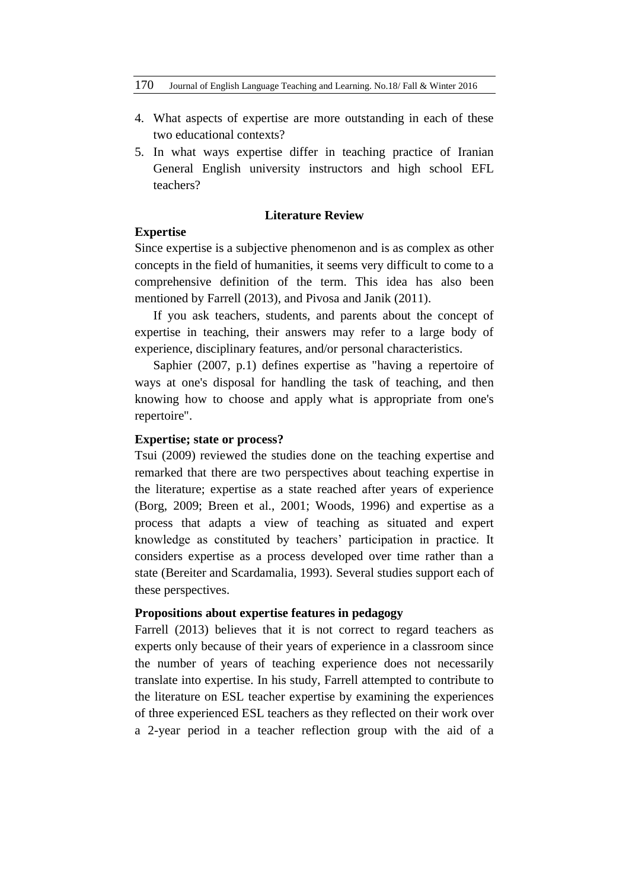4. What aspects of expertise are more outstanding in each of these two educational contexts?
5. In what ways expertise differ in teaching practice of Iranian General English university instructors and high school EFL teachers?

## Literature Review

### Expertise

Since expertise is a subjective phenomenon and is as complex as other concepts in the field of humanities, it seems very difficult to come to a comprehensive definition of the term. This idea has also been mentioned by Farrell (2013), and Pivosa and Janik (2011).

If you ask teachers, students, and parents about the concept of expertise in teaching, their answers may refer to a large body of experience, disciplinary features, and/or personal characteristics.

Saphier (2007, p.1) defines expertise as "having a repertoire of ways at one's disposal for handling the task of teaching, and then knowing how to choose and apply what is appropriate from one's repertoire".

### Expertise; state or process?

Tsui (2009) reviewed the studies done on the teaching expertise and remarked that there are two perspectives about teaching expertise in the literature; expertise as a state reached after years of experience (Borg, 2009; Breen et al., 2001; Woods, 1996) and expertise as a process that adapts a view of teaching as situated and expert knowledge as constituted by teachers' participation in practice. It considers expertise as a process developed over time rather than a state (Bereiter and Scardamalia, 1993). Several studies support each of these perspectives.

### Propositions about expertise features in pedagogy

Farrell (2013) believes that it is not correct to regard teachers as experts only because of their years of experience in a classroom since the number of years of teaching experience does not necessarily translate into expertise. In his study, Farrell attempted to contribute to the literature on ESL teacher expertise by examining the experiences of three experienced ESL teachers as they reflected on their work over a 2-year period in a teacher reflection group with the aid of a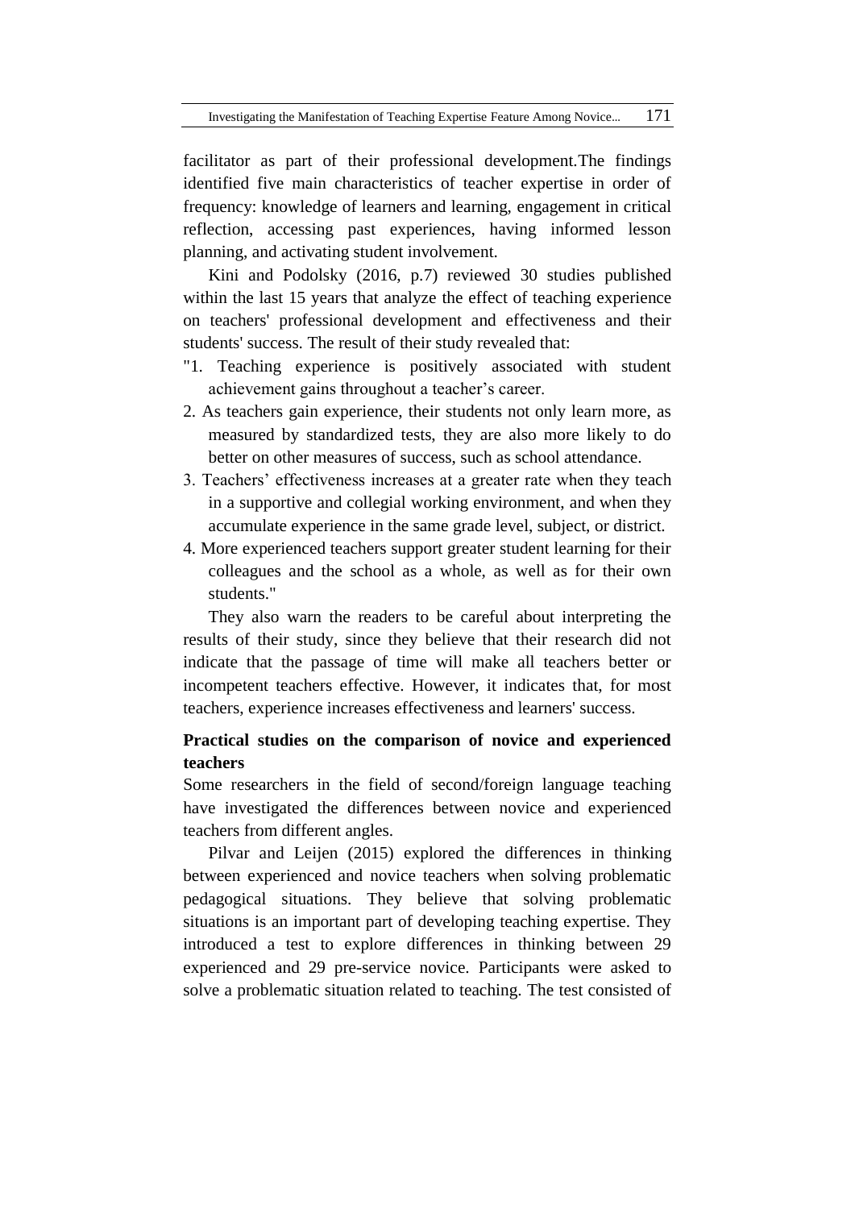facilitator as part of their professional development.The findings identified five main characteristics of teacher expertise in order of frequency: knowledge of learners and learning, engagement in critical reflection, accessing past experiences, having informed lesson planning, and activating student involvement.

Kini and Podolsky (2016, p.7) reviewed 30 studies published within the last 15 years that analyze the effect of teaching experience on teachers' professional development and effectiveness and their students' success. The result of their study revealed that:

"1. Teaching experience is positively associated with student achievement gains throughout a teacher's career.
2. As teachers gain experience, their students not only learn more, as measured by standardized tests, they are also more likely to do better on other measures of success, such as school attendance.
3. Teachers' effectiveness increases at a greater rate when they teach in a supportive and collegial working environment, and when they accumulate experience in the same grade level, subject, or district.
4. More experienced teachers support greater student learning for their colleagues and the school as a whole, as well as for their own students."

They also warn the readers to be careful about interpreting the results of their study, since they believe that their research did not indicate that the passage of time will make all teachers better or incompetent teachers effective. However, it indicates that, for most teachers, experience increases effectiveness and learners' success.

**Practical studies on the comparison of novice and experienced teachers**

Some researchers in the field of second/foreign language teaching have investigated the differences between novice and experienced teachers from different angles.

Pilvar and Leijen (2015) explored the differences in thinking between experienced and novice teachers when solving problematic pedagogical situations. They believe that solving problematic situations is an important part of developing teaching expertise. They introduced a test to explore differences in thinking between 29 experienced and 29 pre-service novice. Participants were asked to solve a problematic situation related to teaching. The test consisted of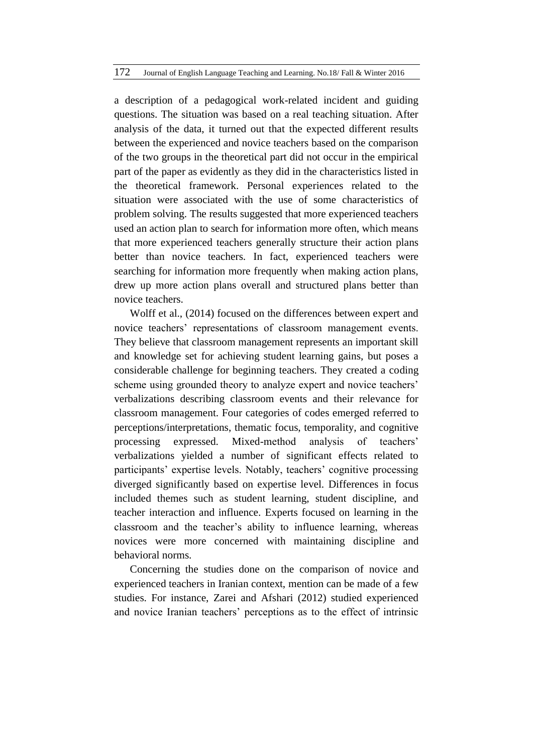a description of a pedagogical work-related incident and guiding questions. The situation was based on a real teaching situation. After analysis of the data, it turned out that the expected different results between the experienced and novice teachers based on the comparison of the two groups in the theoretical part did not occur in the empirical part of the paper as evidently as they did in the characteristics listed in the theoretical framework. Personal experiences related to the situation were associated with the use of some characteristics of problem solving. The results suggested that more experienced teachers used an action plan to search for information more often, which means that more experienced teachers generally structure their action plans better than novice teachers. In fact, experienced teachers were searching for information more frequently when making action plans, drew up more action plans overall and structured plans better than novice teachers.

Wolff et al., (2014) focused on the differences between expert and novice teachers' representations of classroom management events. They believe that classroom management represents an important skill and knowledge set for achieving student learning gains, but poses a considerable challenge for beginning teachers. They created a coding scheme using grounded theory to analyze expert and novice teachers' verbalizations describing classroom events and their relevance for classroom management. Four categories of codes emerged referred to perceptions/interpretations, thematic focus, temporality, and cognitive processing expressed. Mixed-method analysis of teachers' verbalizations yielded a number of significant effects related to participants' expertise levels. Notably, teachers' cognitive processing diverged significantly based on expertise level. Differences in focus included themes such as student learning, student discipline, and teacher interaction and influence. Experts focused on learning in the classroom and the teacher's ability to influence learning, whereas novices were more concerned with maintaining discipline and behavioral norms.

Concerning the studies done on the comparison of novice and experienced teachers in Iranian context, mention can be made of a few studies. For instance, Zarei and Afshari (2012) studied experienced and novice Iranian teachers' perceptions as to the effect of intrinsic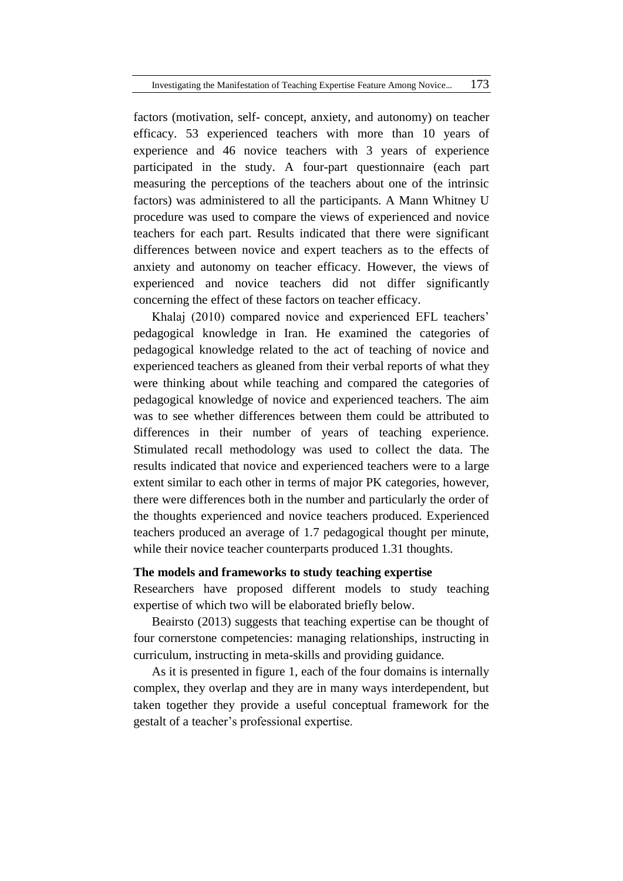factors (motivation, self- concept, anxiety, and autonomy) on teacher efficacy. 53 experienced teachers with more than 10 years of experience and 46 novice teachers with 3 years of experience participated in the study. A four-part questionnaire (each part measuring the perceptions of the teachers about one of the intrinsic factors) was administered to all the participants. A Mann Whitney U procedure was used to compare the views of experienced and novice teachers for each part. Results indicated that there were significant differences between novice and expert teachers as to the effects of anxiety and autonomy on teacher efficacy. However, the views of experienced and novice teachers did not differ significantly concerning the effect of these factors on teacher efficacy.

Khalaj (2010) compared novice and experienced EFL teachers' pedagogical knowledge in Iran. He examined the categories of pedagogical knowledge related to the act of teaching of novice and experienced teachers as gleaned from their verbal reports of what they were thinking about while teaching and compared the categories of pedagogical knowledge of novice and experienced teachers. The aim was to see whether differences between them could be attributed to differences in their number of years of teaching experience. Stimulated recall methodology was used to collect the data. The results indicated that novice and experienced teachers were to a large extent similar to each other in terms of major PK categories, however, there were differences both in the number and particularly the order of the thoughts experienced and novice teachers produced. Experienced teachers produced an average of 1.7 pedagogical thought per minute, while their novice teacher counterparts produced 1.31 thoughts.

**The models and frameworks to study teaching expertise**

Researchers have proposed different models to study teaching expertise of which two will be elaborated briefly below.

Beairsto (2013) suggests that teaching expertise can be thought of four cornerstone competencies: managing relationships, instructing in curriculum, instructing in meta-skills and providing guidance.

As it is presented in figure 1, each of the four domains is internally complex, they overlap and they are in many ways interdependent, but taken together they provide a useful conceptual framework for the gestalt of a teacher's professional expertise.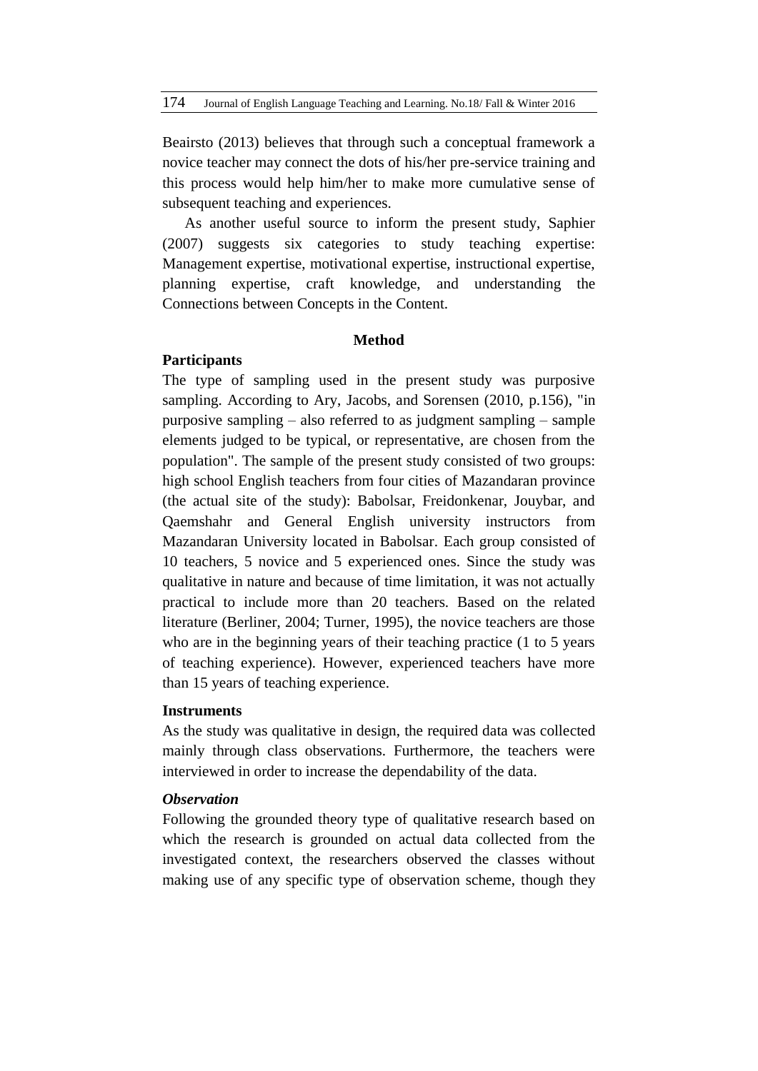Beairsto (2013) believes that through such a conceptual framework a novice teacher may connect the dots of his/her pre-service training and this process would help him/her to make more cumulative sense of subsequent teaching and experiences.

As another useful source to inform the present study, Saphier (2007) suggests six categories to study teaching expertise: Management expertise, motivational expertise, instructional expertise, planning expertise, craft knowledge, and understanding the Connections between Concepts in the Content.

## Method

### Participants

The type of sampling used in the present study was purposive sampling. According to Ary, Jacobs, and Sorensen (2010, p.156), "in purposive sampling – also referred to as judgment sampling – sample elements judged to be typical, or representative, are chosen from the population". The sample of the present study consisted of two groups: high school English teachers from four cities of Mazandaran province (the actual site of the study): Babolsar, Freidonkenar, Jouybar, and Qaemshahr and General English university instructors from Mazandaran University located in Babolsar. Each group consisted of 10 teachers, 5 novice and 5 experienced ones. Since the study was qualitative in nature and because of time limitation, it was not actually practical to include more than 20 teachers. Based on the related literature (Berliner, 2004; Turner, 1995), the novice teachers are those who are in the beginning years of their teaching practice (1 to 5 years of teaching experience). However, experienced teachers have more than 15 years of teaching experience.

### Instruments

As the study was qualitative in design, the required data was collected mainly through class observations. Furthermore, the teachers were interviewed in order to increase the dependability of the data.

#### *Observation*

Following the grounded theory type of qualitative research based on which the research is grounded on actual data collected from the investigated context, the researchers observed the classes without making use of any specific type of observation scheme, though they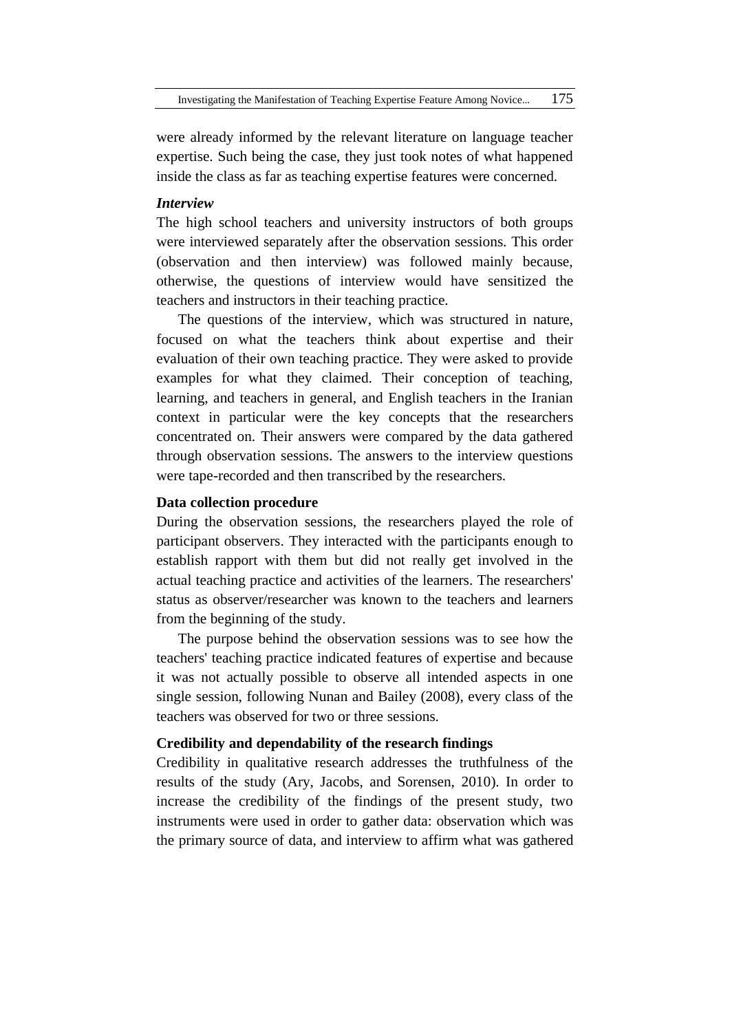were already informed by the relevant literature on language teacher expertise. Such being the case, they just took notes of what happened inside the class as far as teaching expertise features were concerned.

***Interview***

The high school teachers and university instructors of both groups were interviewed separately after the observation sessions. This order (observation and then interview) was followed mainly because, otherwise, the questions of interview would have sensitized the teachers and instructors in their teaching practice.

The questions of the interview, which was structured in nature, focused on what the teachers think about expertise and their evaluation of their own teaching practice. They were asked to provide examples for what they claimed. Their conception of teaching, learning, and teachers in general, and English teachers in the Iranian context in particular were the key concepts that the researchers concentrated on. Their answers were compared by the data gathered through observation sessions. The answers to the interview questions were tape-recorded and then transcribed by the researchers.

**Data collection procedure**

During the observation sessions, the researchers played the role of participant observers. They interacted with the participants enough to establish rapport with them but did not really get involved in the actual teaching practice and activities of the learners. The researchers' status as observer/researcher was known to the teachers and learners from the beginning of the study.

The purpose behind the observation sessions was to see how the teachers' teaching practice indicated features of expertise and because it was not actually possible to observe all intended aspects in one single session, following Nunan and Bailey (2008), every class of the teachers was observed for two or three sessions.

**Credibility and dependability of the research findings**

Credibility in qualitative research addresses the truthfulness of the results of the study (Ary, Jacobs, and Sorensen, 2010). In order to increase the credibility of the findings of the present study, two instruments were used in order to gather data: observation which was the primary source of data, and interview to affirm what was gathered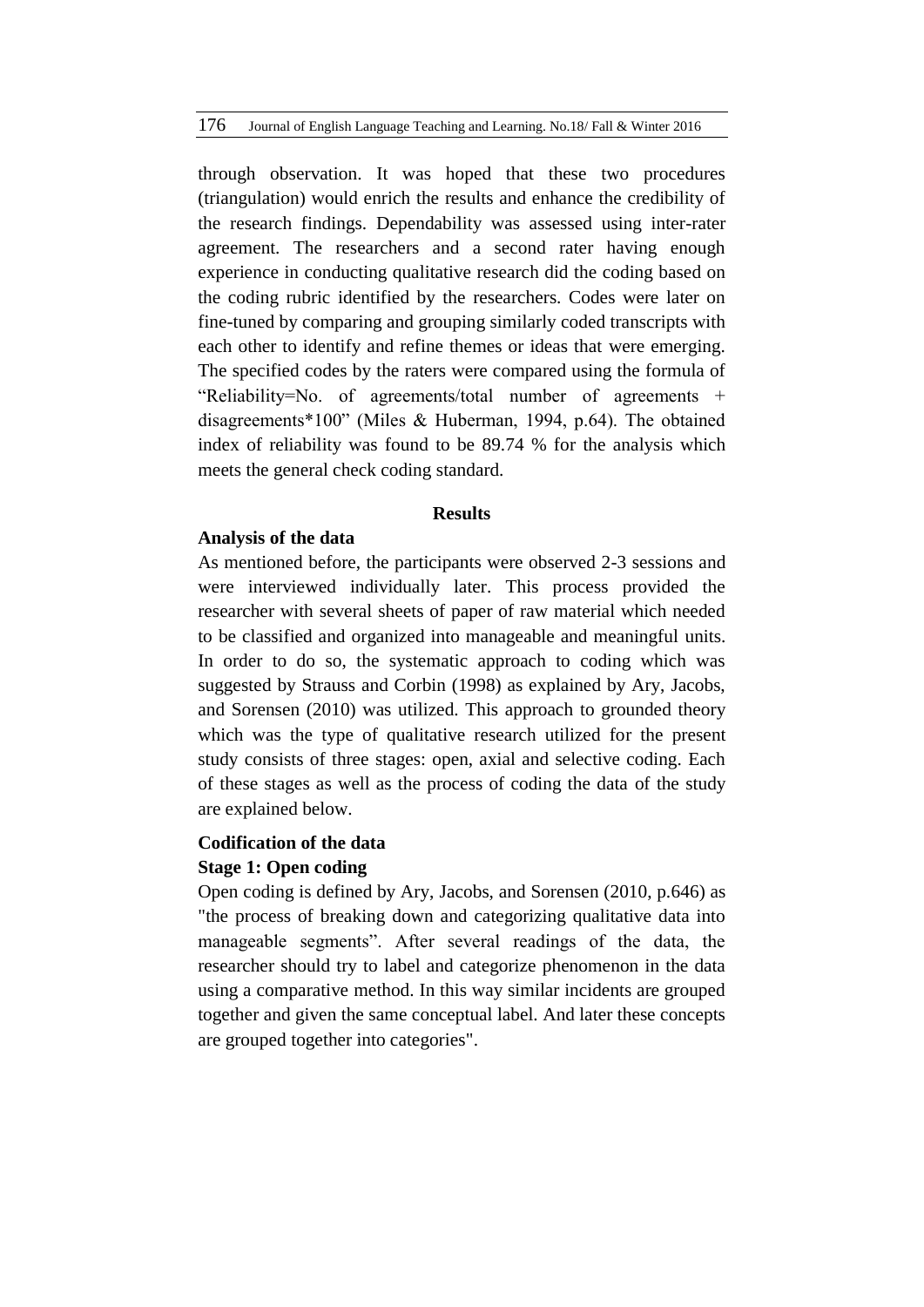through observation. It was hoped that these two procedures (triangulation) would enrich the results and enhance the credibility of the research findings. Dependability was assessed using inter-rater agreement. The researchers and a second rater having enough experience in conducting qualitative research did the coding based on the coding rubric identified by the researchers. Codes were later on fine-tuned by comparing and grouping similarly coded transcripts with each other to identify and refine themes or ideas that were emerging. The specified codes by the raters were compared using the formula of "Reliability=No. of agreements/total number of agreements + disagreements*100" (Miles & Huberman, 1994, p.64). The obtained index of reliability was found to be 89.74 % for the analysis which meets the general check coding standard.

## Results

### Analysis of the data

As mentioned before, the participants were observed 2-3 sessions and were interviewed individually later. This process provided the researcher with several sheets of paper of raw material which needed to be classified and organized into manageable and meaningful units. In order to do so, the systematic approach to coding which was suggested by Strauss and Corbin (1998) as explained by Ary, Jacobs, and Sorensen (2010) was utilized. This approach to grounded theory which was the type of qualitative research utilized for the present study consists of three stages: open, axial and selective coding. Each of these stages as well as the process of coding the data of the study are explained below.

### Codification of the data

### Stage 1: Open coding

Open coding is defined by Ary, Jacobs, and Sorensen (2010, p.646) as "the process of breaking down and categorizing qualitative data into manageable segments". After several readings of the data, the researcher should try to label and categorize phenomenon in the data using a comparative method. In this way similar incidents are grouped together and given the same conceptual label. And later these concepts are grouped together into categories".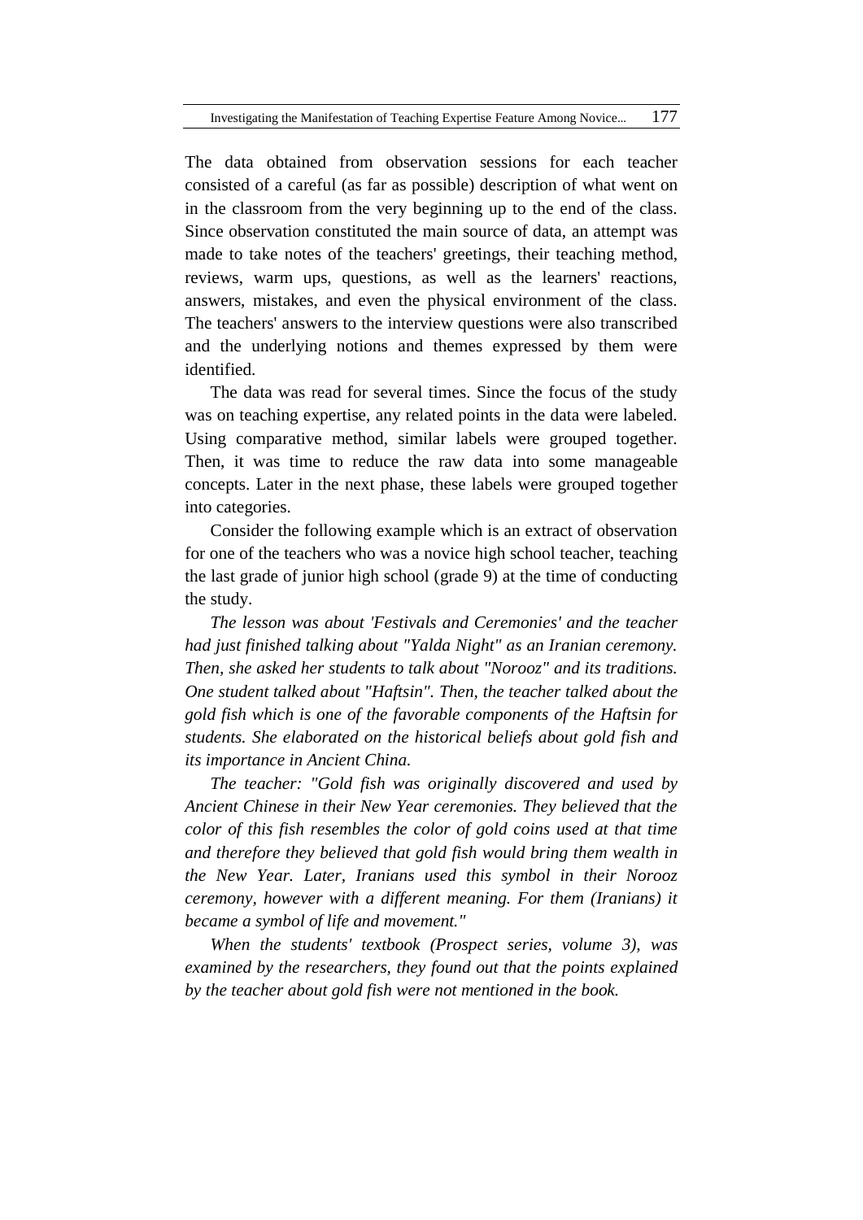The data obtained from observation sessions for each teacher consisted of a careful (as far as possible) description of what went on in the classroom from the very beginning up to the end of the class. Since observation constituted the main source of data, an attempt was made to take notes of the teachers' greetings, their teaching method, reviews, warm ups, questions, as well as the learners' reactions, answers, mistakes, and even the physical environment of the class. The teachers' answers to the interview questions were also transcribed and the underlying notions and themes expressed by them were identified.

The data was read for several times. Since the focus of the study was on teaching expertise, any related points in the data were labeled. Using comparative method, similar labels were grouped together. Then, it was time to reduce the raw data into some manageable concepts. Later in the next phase, these labels were grouped together into categories.

Consider the following example which is an extract of observation for one of the teachers who was a novice high school teacher, teaching the last grade of junior high school (grade 9) at the time of conducting the study.

*The lesson was about 'Festivals and Ceremonies' and the teacher had just finished talking about "Yalda Night" as an Iranian ceremony. Then, she asked her students to talk about "Norooz" and its traditions. One student talked about "Haftsin". Then, the teacher talked about the gold fish which is one of the favorable components of the Haftsin for students. She elaborated on the historical beliefs about gold fish and its importance in Ancient China.*

*The teacher: "Gold fish was originally discovered and used by Ancient Chinese in their New Year ceremonies. They believed that the color of this fish resembles the color of gold coins used at that time and therefore they believed that gold fish would bring them wealth in the New Year. Later, Iranians used this symbol in their Norooz ceremony, however with a different meaning. For them (Iranians) it became a symbol of life and movement."*

*When the students' textbook (Prospect series, volume 3), was examined by the researchers, they found out that the points explained by the teacher about gold fish were not mentioned in the book.*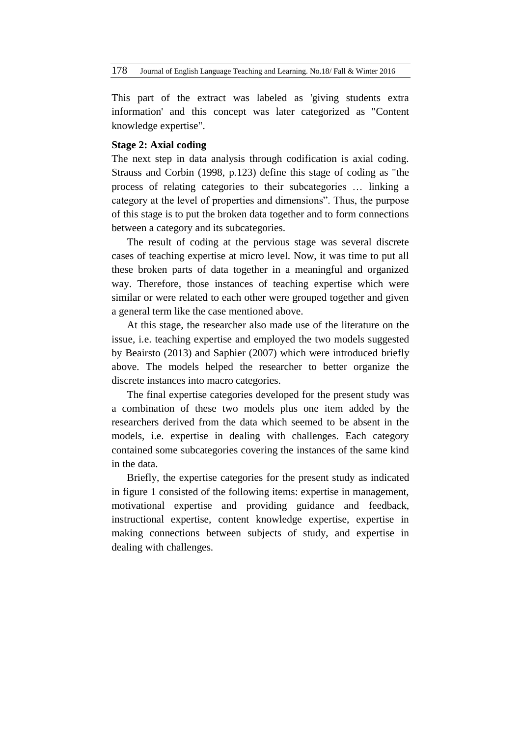This part of the extract was labeled as 'giving students extra information' and this concept was later categorized as "Content knowledge expertise".

**Stage 2: Axial coding**

The next step in data analysis through codification is axial coding. Strauss and Corbin (1998, p.123) define this stage of coding as "the process of relating categories to their subcategories … linking a category at the level of properties and dimensions". Thus, the purpose of this stage is to put the broken data together and to form connections between a category and its subcategories.

The result of coding at the pervious stage was several discrete cases of teaching expertise at micro level. Now, it was time to put all these broken parts of data together in a meaningful and organized way. Therefore, those instances of teaching expertise which were similar or were related to each other were grouped together and given a general term like the case mentioned above.

At this stage, the researcher also made use of the literature on the issue, i.e. teaching expertise and employed the two models suggested by Beairsto (2013) and Saphier (2007) which were introduced briefly above. The models helped the researcher to better organize the discrete instances into macro categories.

The final expertise categories developed for the present study was a combination of these two models plus one item added by the researchers derived from the data which seemed to be absent in the models, i.e. expertise in dealing with challenges. Each category contained some subcategories covering the instances of the same kind in the data.

Briefly, the expertise categories for the present study as indicated in figure 1 consisted of the following items: expertise in management, motivational expertise and providing guidance and feedback, instructional expertise, content knowledge expertise, expertise in making connections between subjects of study, and expertise in dealing with challenges.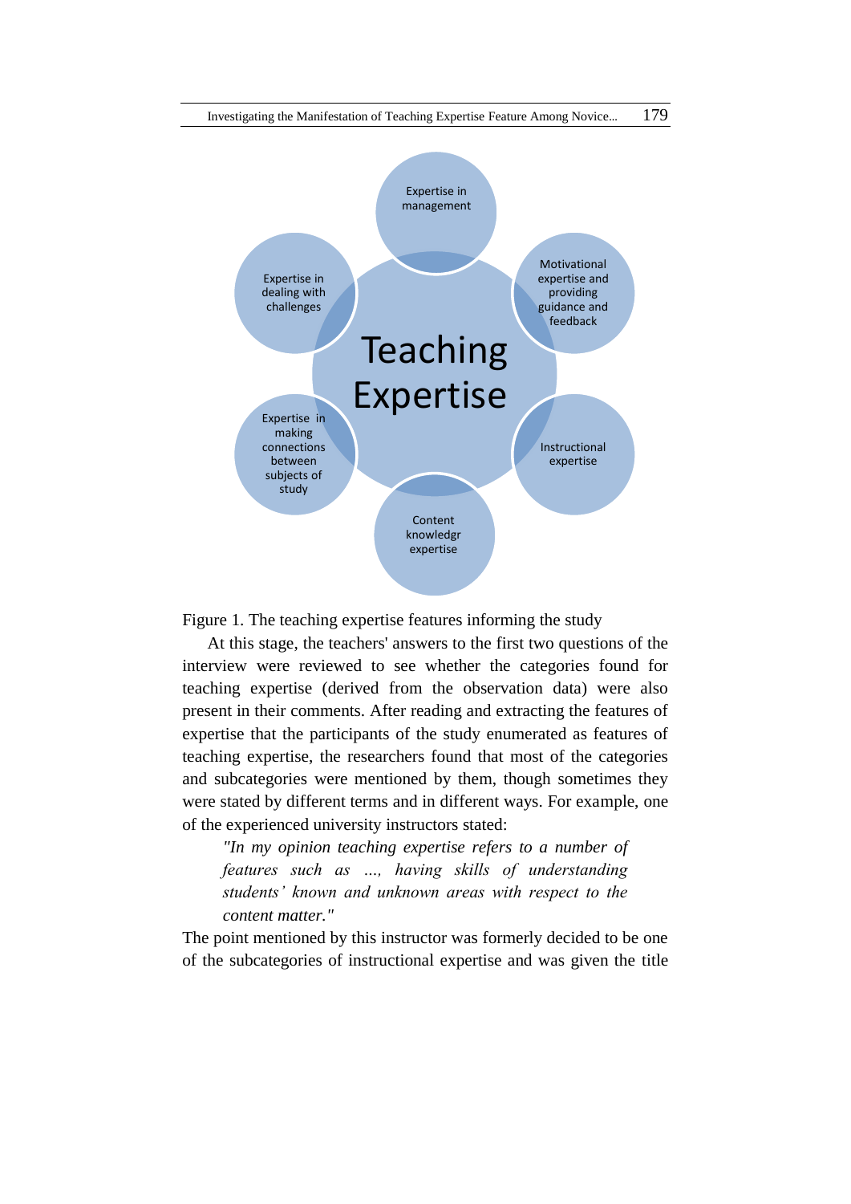Teaching Expertise

Expertise in management

Motivational expertise and providing guidance and feedback

Instructional expertise

Content knowledgr expertise

Expertise in making connections between subjects of study

Expertise in dealing with challenges

Figure 1. The teaching expertise features informing the study

At this stage, the teachers' answers to the first two questions of the interview were reviewed to see whether the categories found for teaching expertise (derived from the observation data) were also present in their comments. After reading and extracting the features of expertise that the participants of the study enumerated as features of teaching expertise, the researchers found that most of the categories and subcategories were mentioned by them, though sometimes they were stated by different terms and in different ways. For example, one of the experienced university instructors stated:

> *"In my opinion teaching expertise refers to a number of features such as ..., having skills of understanding students' known and unknown areas with respect to the content matter."*

The point mentioned by this instructor was formerly decided to be one of the subcategories of instructional expertise and was given the title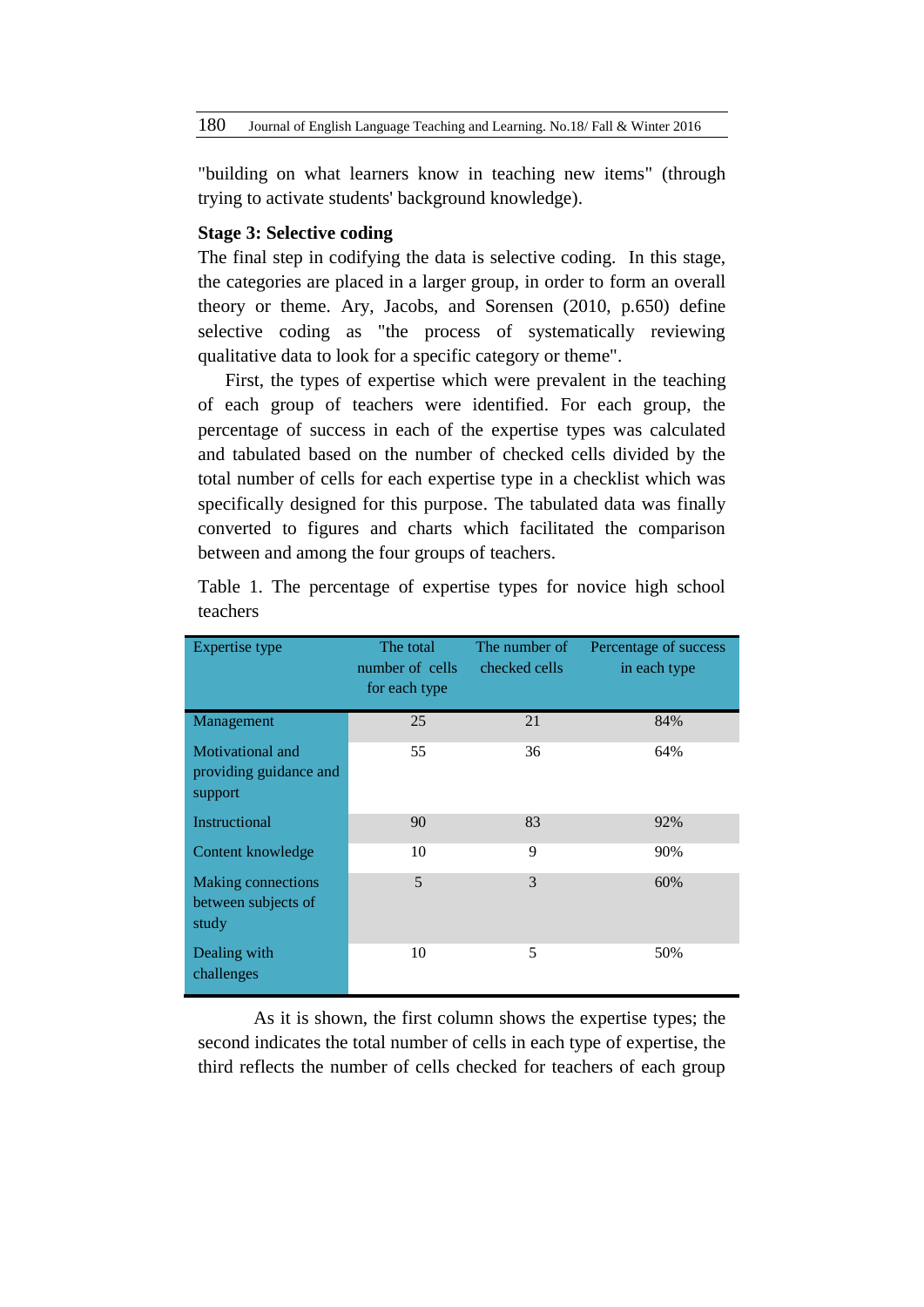"building on what learners know in teaching new items" (through trying to activate students' background knowledge).

**Stage 3: Selective coding**

The final step in codifying the data is selective coding. In this stage, the categories are placed in a larger group, in order to form an overall theory or theme. Ary, Jacobs, and Sorensen (2010, p.650) define selective coding as "the process of systematically reviewing qualitative data to look for a specific category or theme".

First, the types of expertise which were prevalent in the teaching of each group of teachers were identified. For each group, the percentage of success in each of the expertise types was calculated and tabulated based on the number of checked cells divided by the total number of cells for each expertise type in a checklist which was specifically designed for this purpose. The tabulated data was finally converted to figures and charts which facilitated the comparison between and among the four groups of teachers.

Table 1. The percentage of expertise types for novice high school teachers

| Expertise type | The total number of cells for each type | The number of checked cells | Percentage of success in each type |
|---|---|---|---|
| Management | 25 | 21 | 84% |
| Motivational and providing guidance and support | 55 | 36 | 64% |
| Instructional | 90 | 83 | 92% |
| Content knowledge | 10 | 9 | 90% |
| Making connections between subjects of study | 5 | 3 | 60% |
| Dealing with challenges | 10 | 5 | 50% |

As it is shown, the first column shows the expertise types; the second indicates the total number of cells in each type of expertise, the third reflects the number of cells checked for teachers of each group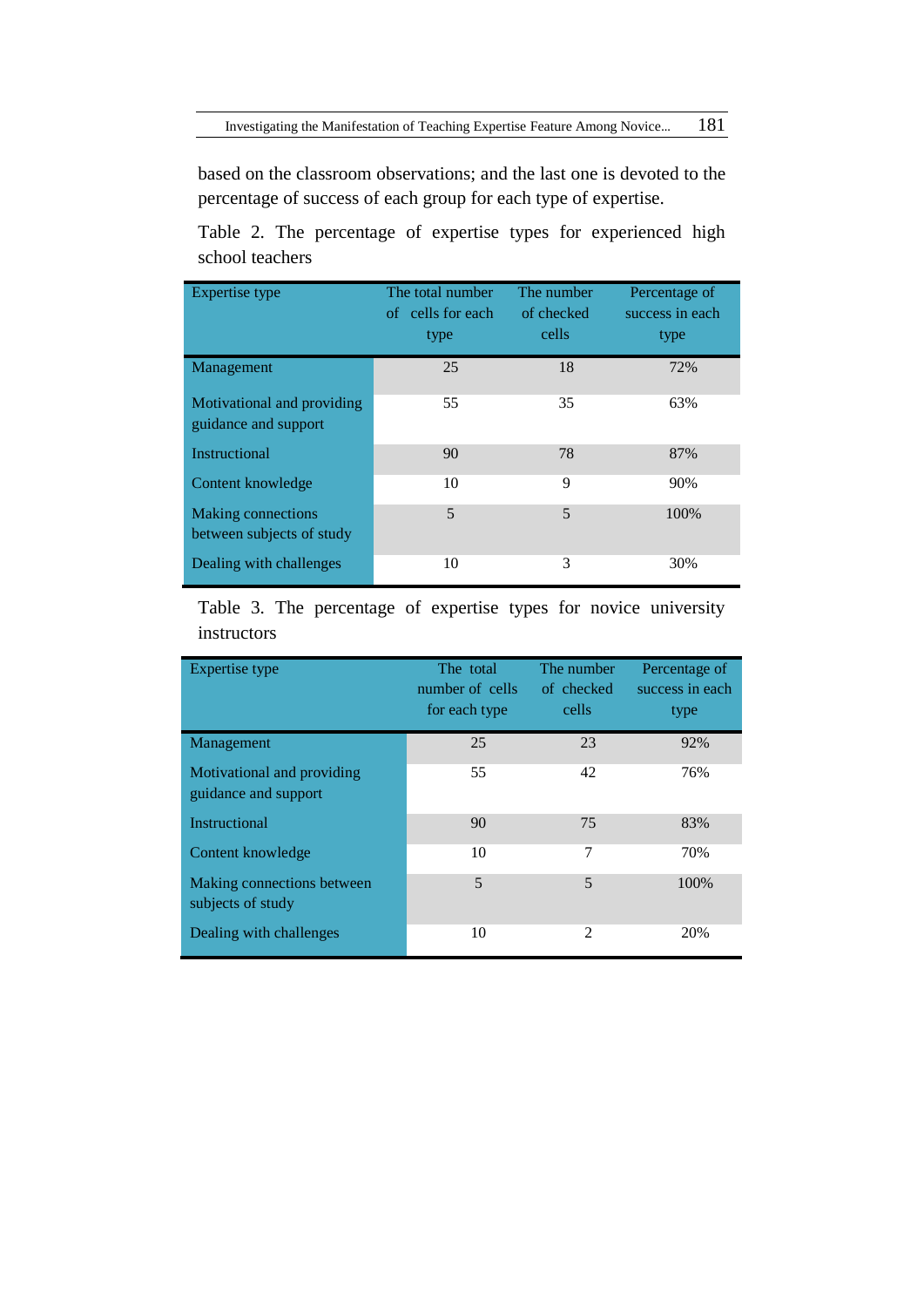based on the classroom observations; and the last one is devoted to the percentage of success of each group for each type of expertise.

Table 2. The percentage of expertise types for experienced high school teachers

| Expertise type | The total number of cells for each type | The number of checked cells | Percentage of success in each type |
|---|---|---|---|
| Management | 25 | 18 | 72% |
| Motivational and providing guidance and support | 55 | 35 | 63% |
| Instructional | 90 | 78 | 87% |
| Content knowledge | 10 | 9 | 90% |
| Making connections between subjects of study | 5 | 5 | 100% |
| Dealing with challenges | 10 | 3 | 30% |

Table 3. The percentage of expertise types for novice university instructors

| Expertise type | The total number of cells for each type | The number of checked cells | Percentage of success in each type |
|---|---|---|---|
| Management | 25 | 23 | 92% |
| Motivational and providing guidance and support | 55 | 42 | 76% |
| Instructional | 90 | 75 | 83% |
| Content knowledge | 10 | 7 | 70% |
| Making connections between subjects of study | 5 | 5 | 100% |
| Dealing with challenges | 10 | 2 | 20% |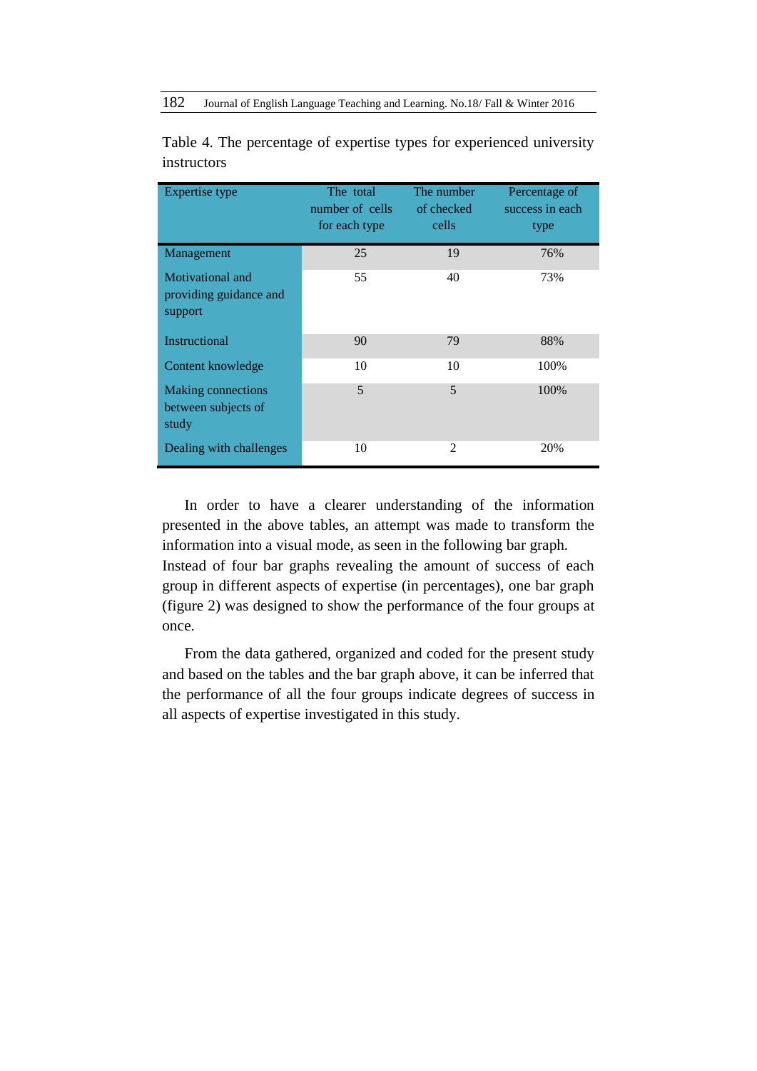Table 4. The percentage of expertise types for experienced university instructors

| Expertise type | The total number of cells for each type | The number of checked cells | Percentage of success in each type |
|---|---|---|---|
| Management | 25 | 19 | 76% |
| Motivational and providing guidance and support | 55 | 40 | 73% |
| Instructional | 90 | 79 | 88% |
| Content knowledge | 10 | 10 | 100% |
| Making connections between subjects of study | 5 | 5 | 100% |
| Dealing with challenges | 10 | 2 | 20% |

In order to have a clearer understanding of the information presented in the above tables, an attempt was made to transform the information into a visual mode, as seen in the following bar graph. Instead of four bar graphs revealing the amount of success of each group in different aspects of expertise (in percentages), one bar graph (figure 2) was designed to show the performance of the four groups at once.

From the data gathered, organized and coded for the present study and based on the tables and the bar graph above, it can be inferred that the performance of all the four groups indicate degrees of success in all aspects of expertise investigated in this study.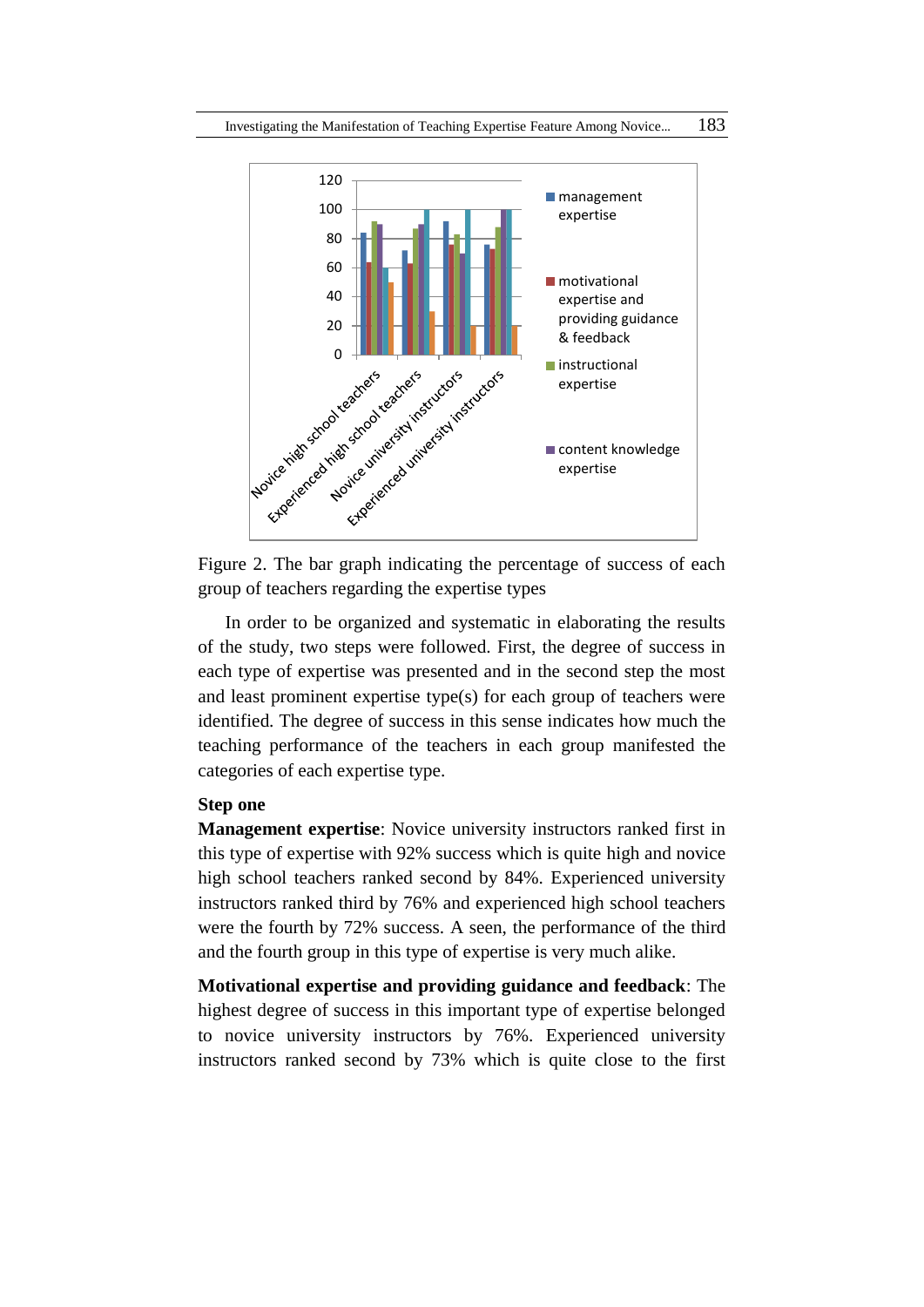Figure 2. The bar graph indicating the percentage of success of each group of teachers regarding the expertise types

In order to be organized and systematic in elaborating the results of the study, two steps were followed. First, the degree of success in each type of expertise was presented and in the second step the most and least prominent expertise type(s) for each group of teachers were identified. The degree of success in this sense indicates how much the teaching performance of the teachers in each group manifested the categories of each expertise type.

**Step one**

**Management expertise**: Novice university instructors ranked first in this type of expertise with 92% success which is quite high and novice high school teachers ranked second by 84%. Experienced university instructors ranked third by 76% and experienced high school teachers were the fourth by 72% success. A seen, the performance of the third and the fourth group in this type of expertise is very much alike.

**Motivational expertise and providing guidance and feedback**: The highest degree of success in this important type of expertise belonged to novice university instructors by 76%. Experienced university instructors ranked second by 73% which is quite close to the first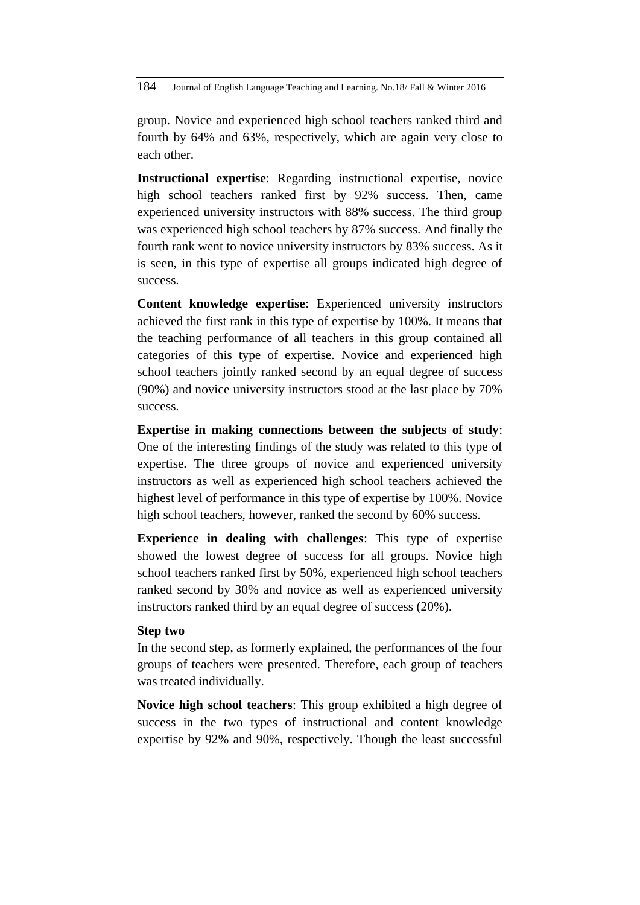group. Novice and experienced high school teachers ranked third and fourth by 64% and 63%, respectively, which are again very close to each other.

**Instructional expertise**: Regarding instructional expertise, novice high school teachers ranked first by 92% success. Then, came experienced university instructors with 88% success. The third group was experienced high school teachers by 87% success. And finally the fourth rank went to novice university instructors by 83% success. As it is seen, in this type of expertise all groups indicated high degree of success.

**Content knowledge expertise**: Experienced university instructors achieved the first rank in this type of expertise by 100%. It means that the teaching performance of all teachers in this group contained all categories of this type of expertise. Novice and experienced high school teachers jointly ranked second by an equal degree of success (90%) and novice university instructors stood at the last place by 70% success.

**Expertise in making connections between the subjects of study**: One of the interesting findings of the study was related to this type of expertise. The three groups of novice and experienced university instructors as well as experienced high school teachers achieved the highest level of performance in this type of expertise by 100%. Novice high school teachers, however, ranked the second by 60% success.

**Experience in dealing with challenges**: This type of expertise showed the lowest degree of success for all groups. Novice high school teachers ranked first by 50%, experienced high school teachers ranked second by 30% and novice as well as experienced university instructors ranked third by an equal degree of success (20%).

**Step two**

In the second step, as formerly explained, the performances of the four groups of teachers were presented. Therefore, each group of teachers was treated individually.

**Novice high school teachers**: This group exhibited a high degree of success in the two types of instructional and content knowledge expertise by 92% and 90%, respectively. Though the least successful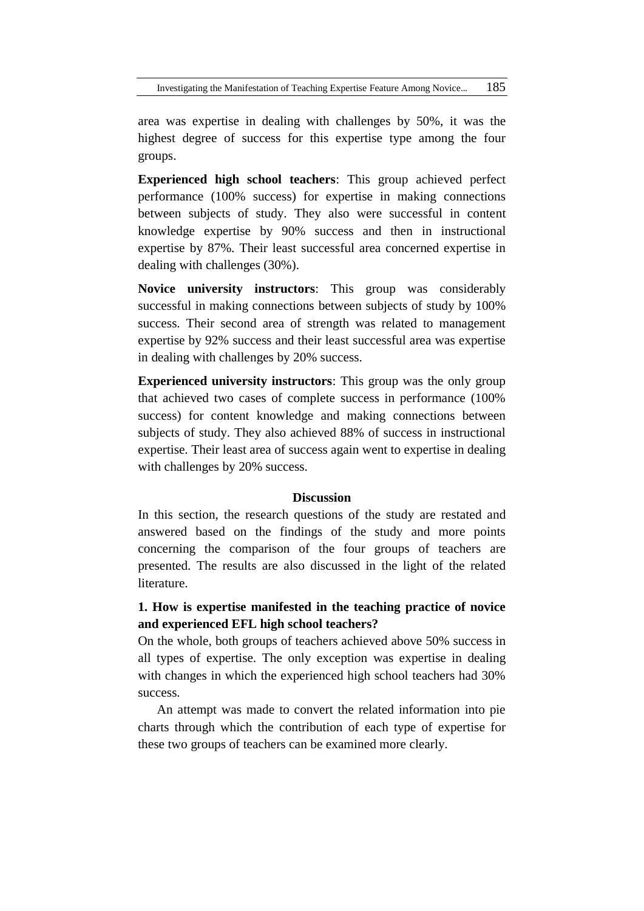area was expertise in dealing with challenges by 50%, it was the highest degree of success for this expertise type among the four groups.

**Experienced high school teachers**: This group achieved perfect performance (100% success) for expertise in making connections between subjects of study. They also were successful in content knowledge expertise by 90% success and then in instructional expertise by 87%. Their least successful area concerned expertise in dealing with challenges (30%).

**Novice university instructors**: This group was considerably successful in making connections between subjects of study by 100% success. Their second area of strength was related to management expertise by 92% success and their least successful area was expertise in dealing with challenges by 20% success.

**Experienced university instructors**: This group was the only group that achieved two cases of complete success in performance (100% success) for content knowledge and making connections between subjects of study. They also achieved 88% of success in instructional expertise. Their least area of success again went to expertise in dealing with challenges by 20% success.

## Discussion

In this section, the research questions of the study are restated and answered based on the findings of the study and more points concerning the comparison of the four groups of teachers are presented. The results are also discussed in the light of the related literature.

### 1. How is expertise manifested in the teaching practice of novice and experienced EFL high school teachers?

On the whole, both groups of teachers achieved above 50% success in all types of expertise. The only exception was expertise in dealing with changes in which the experienced high school teachers had 30% success.

An attempt was made to convert the related information into pie charts through which the contribution of each type of expertise for these two groups of teachers can be examined more clearly.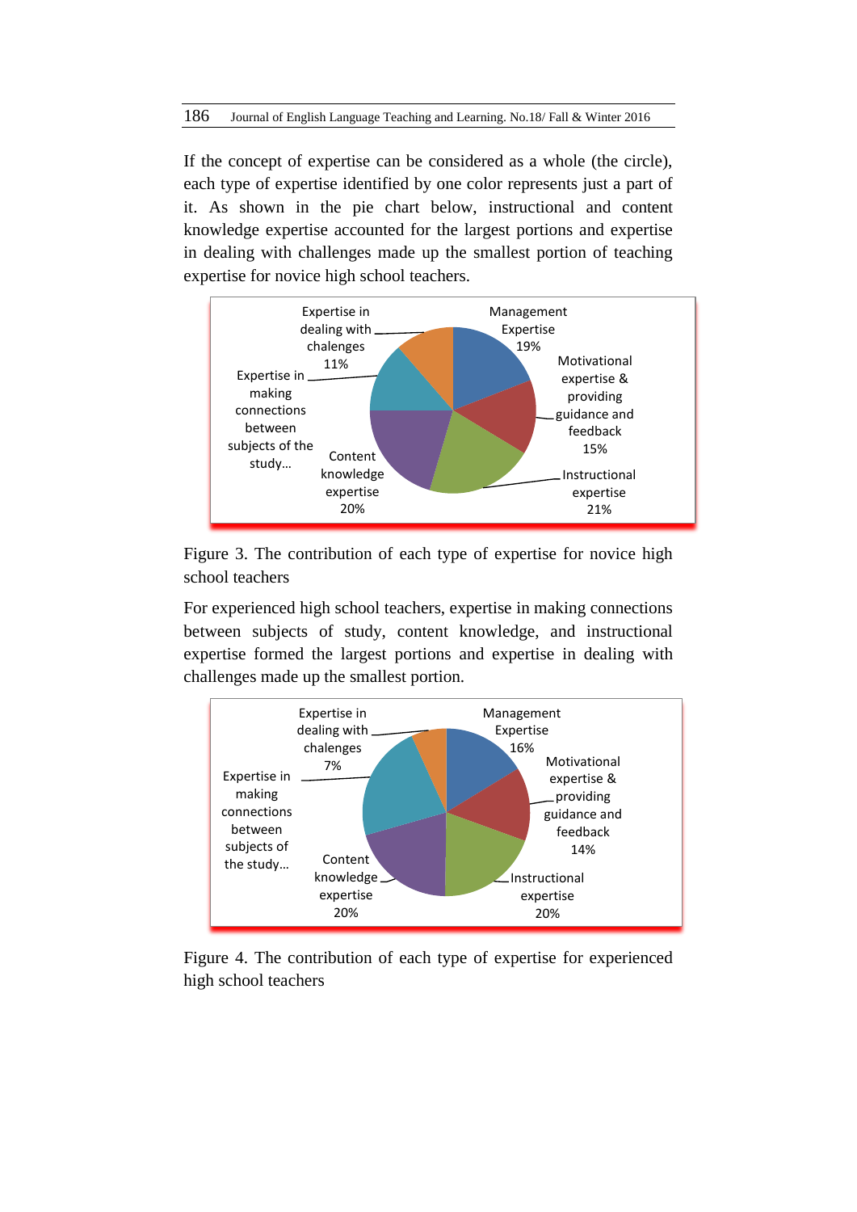If the concept of expertise can be considered as a whole (the circle), each type of expertise identified by one color represents just a part of it. As shown in the pie chart below, instructional and content knowledge expertise accounted for the largest portions and expertise in dealing with challenges made up the smallest portion of teaching expertise for novice high school teachers.

Expertise in dealing with chalenges 11%

Management Expertise 19%

Motivational expertise & providing guidance and feedback 15%

Expertise in making connections between subjects of the study...

Content knowledge expertise 20%

Instructional expertise 21%

Figure 3. The contribution of each type of expertise for novice high school teachers

For experienced high school teachers, expertise in making connections between subjects of study, content knowledge, and instructional expertise formed the largest portions and expertise in dealing with challenges made up the smallest portion.

Expertise in dealing with chalenges 7%

Management Expertise 16%

Motivational expertise & providing guidance and feedback 14%

Expertise in making connections between subjects of the study...

Content knowledge expertise 20%

Instructional expertise 20%

Figure 4. The contribution of each type of expertise for experienced high school teachers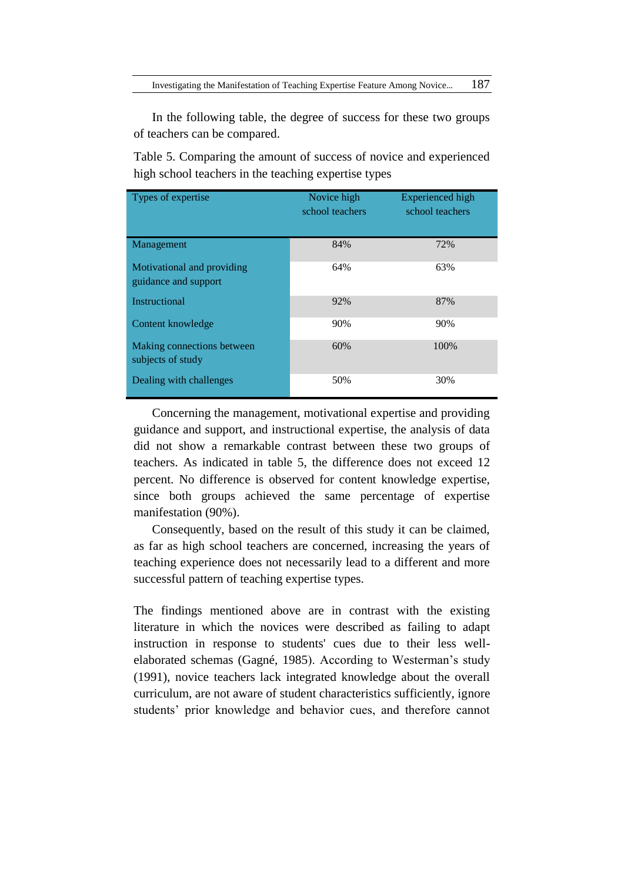In the following table, the degree of success for these two groups of teachers can be compared.

Table 5. Comparing the amount of success of novice and experienced high school teachers in the teaching expertise types

| Types of expertise | Novice high school teachers | Experienced high school teachers |
|---|---|---|
| Management | 84% | 72% |
| Motivational and providing guidance and support | 64% | 63% |
| Instructional | 92% | 87% |
| Content knowledge | 90% | 90% |
| Making connections between subjects of study | 60% | 100% |
| Dealing with challenges | 50% | 30% |

Concerning the management, motivational expertise and providing guidance and support, and instructional expertise, the analysis of data did not show a remarkable contrast between these two groups of teachers. As indicated in table 5, the difference does not exceed 12 percent. No difference is observed for content knowledge expertise, since both groups achieved the same percentage of expertise manifestation (90%).

Consequently, based on the result of this study it can be claimed, as far as high school teachers are concerned, increasing the years of teaching experience does not necessarily lead to a different and more successful pattern of teaching expertise types.

The findings mentioned above are in contrast with the existing literature in which the novices were described as failing to adapt instruction in response to students' cues due to their less well-elaborated schemas (Gagné, 1985). According to Westerman's study (1991), novice teachers lack integrated knowledge about the overall curriculum, are not aware of student characteristics sufficiently, ignore students' prior knowledge and behavior cues, and therefore cannot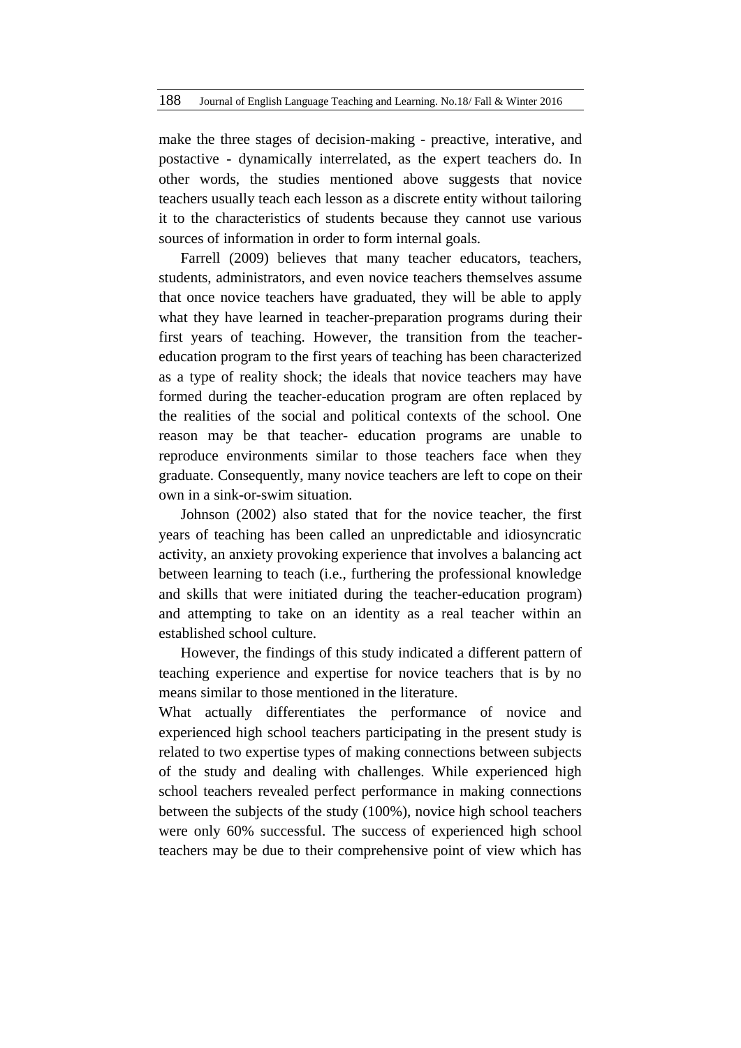make the three stages of decision-making - preactive, interative, and postactive - dynamically interrelated, as the expert teachers do. In other words, the studies mentioned above suggests that novice teachers usually teach each lesson as a discrete entity without tailoring it to the characteristics of students because they cannot use various sources of information in order to form internal goals.

Farrell (2009) believes that many teacher educators, teachers, students, administrators, and even novice teachers themselves assume that once novice teachers have graduated, they will be able to apply what they have learned in teacher-preparation programs during their first years of teaching. However, the transition from the teacher-education program to the first years of teaching has been characterized as a type of reality shock; the ideals that novice teachers may have formed during the teacher-education program are often replaced by the realities of the social and political contexts of the school. One reason may be that teacher- education programs are unable to reproduce environments similar to those teachers face when they graduate. Consequently, many novice teachers are left to cope on their own in a sink-or-swim situation.

Johnson (2002) also stated that for the novice teacher, the first years of teaching has been called an unpredictable and idiosyncratic activity, an anxiety provoking experience that involves a balancing act between learning to teach (i.e., furthering the professional knowledge and skills that were initiated during the teacher-education program) and attempting to take on an identity as a real teacher within an established school culture.

However, the findings of this study indicated a different pattern of teaching experience and expertise for novice teachers that is by no means similar to those mentioned in the literature.

What actually differentiates the performance of novice and experienced high school teachers participating in the present study is related to two expertise types of making connections between subjects of the study and dealing with challenges. While experienced high school teachers revealed perfect performance in making connections between the subjects of the study (100%), novice high school teachers were only 60% successful. The success of experienced high school teachers may be due to their comprehensive point of view which has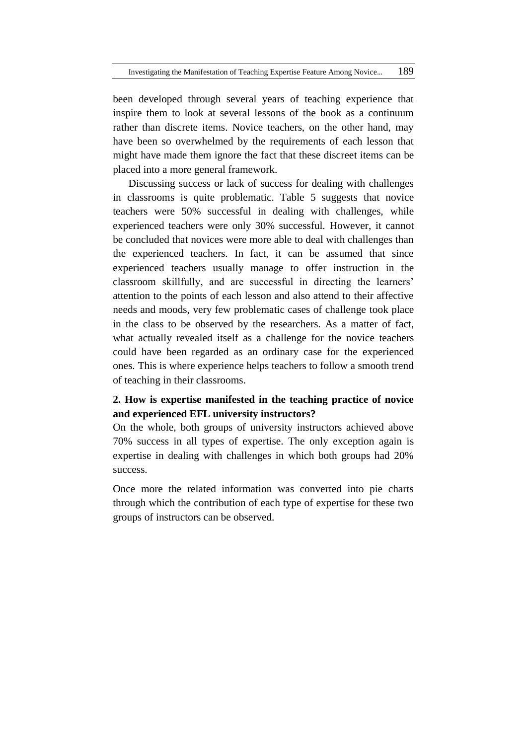been developed through several years of teaching experience that inspire them to look at several lessons of the book as a continuum rather than discrete items. Novice teachers, on the other hand, may have been so overwhelmed by the requirements of each lesson that might have made them ignore the fact that these discreet items can be placed into a more general framework.

Discussing success or lack of success for dealing with challenges in classrooms is quite problematic. Table 5 suggests that novice teachers were 50% successful in dealing with challenges, while experienced teachers were only 30% successful. However, it cannot be concluded that novices were more able to deal with challenges than the experienced teachers. In fact, it can be assumed that since experienced teachers usually manage to offer instruction in the classroom skillfully, and are successful in directing the learners' attention to the points of each lesson and also attend to their affective needs and moods, very few problematic cases of challenge took place in the class to be observed by the researchers. As a matter of fact, what actually revealed itself as a challenge for the novice teachers could have been regarded as an ordinary case for the experienced ones. This is where experience helps teachers to follow a smooth trend of teaching in their classrooms.

**2. How is expertise manifested in the teaching practice of novice and experienced EFL university instructors?**

On the whole, both groups of university instructors achieved above 70% success in all types of expertise. The only exception again is expertise in dealing with challenges in which both groups had 20% success.

Once more the related information was converted into pie charts through which the contribution of each type of expertise for these two groups of instructors can be observed.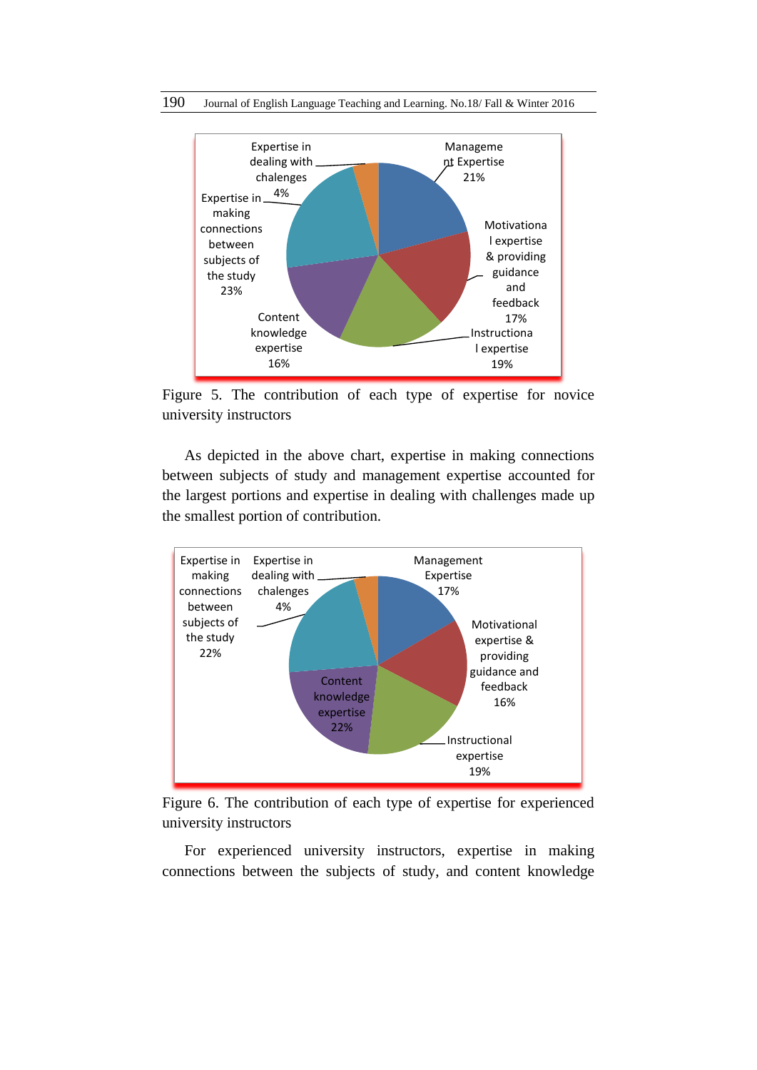Figure 5. The contribution of each type of expertise for novice university instructors

As depicted in the above chart, expertise in making connections between subjects of study and management expertise accounted for the largest portions and expertise in dealing with challenges made up the smallest portion of contribution.

Figure 6. The contribution of each type of expertise for experienced university instructors

For experienced university instructors, expertise in making connections between the subjects of study, and content knowledge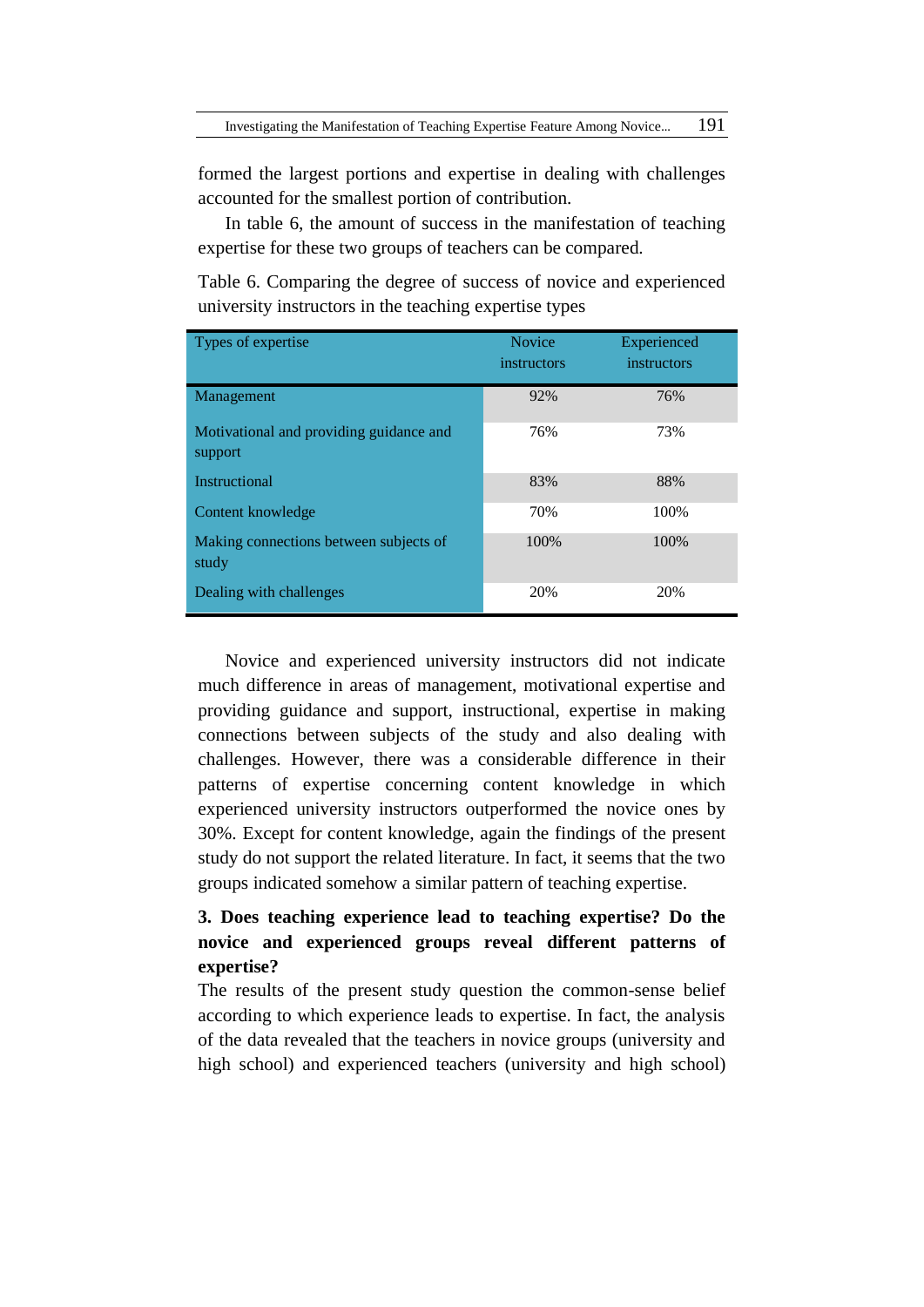formed the largest portions and expertise in dealing with challenges accounted for the smallest portion of contribution.

In table 6, the amount of success in the manifestation of teaching expertise for these two groups of teachers can be compared.

Table 6. Comparing the degree of success of novice and experienced university instructors in the teaching expertise types

| Types of expertise | Novice instructors | Experienced instructors |
|---|---|---|
| Management | 92% | 76% |
| Motivational and providing guidance and support | 76% | 73% |
| Instructional | 83% | 88% |
| Content knowledge | 70% | 100% |
| Making connections between subjects of study | 100% | 100% |
| Dealing with challenges | 20% | 20% |

Novice and experienced university instructors did not indicate much difference in areas of management, motivational expertise and providing guidance and support, instructional, expertise in making connections between subjects of the study and also dealing with challenges. However, there was a considerable difference in their patterns of expertise concerning content knowledge in which experienced university instructors outperformed the novice ones by 30%. Except for content knowledge, again the findings of the present study do not support the related literature. In fact, it seems that the two groups indicated somehow a similar pattern of teaching expertise.

**3. Does teaching experience lead to teaching expertise? Do the novice and experienced groups reveal different patterns of expertise?**

The results of the present study question the common-sense belief according to which experience leads to expertise. In fact, the analysis of the data revealed that the teachers in novice groups (university and high school) and experienced teachers (university and high school)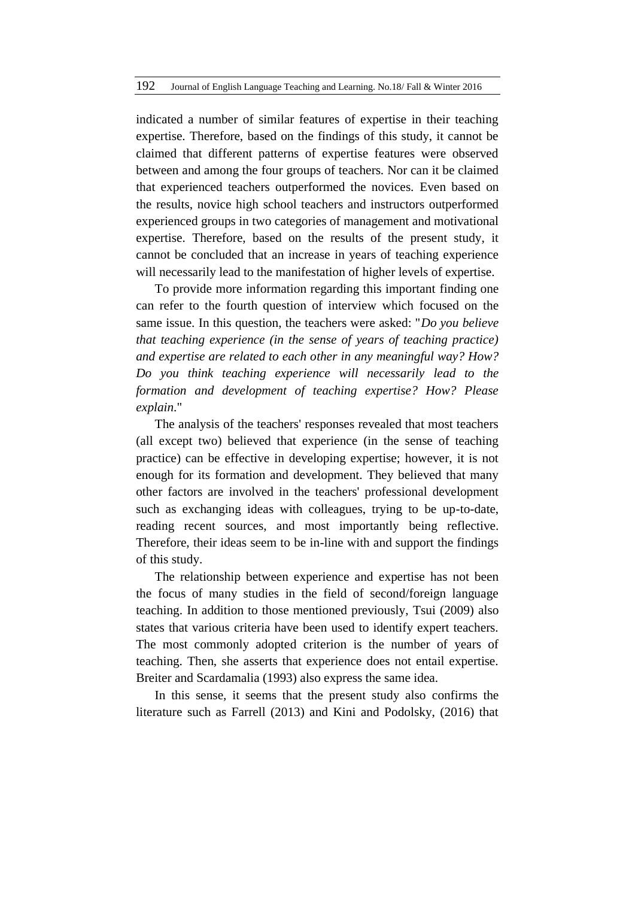indicated a number of similar features of expertise in their teaching expertise. Therefore, based on the findings of this study, it cannot be claimed that different patterns of expertise features were observed between and among the four groups of teachers. Nor can it be claimed that experienced teachers outperformed the novices. Even based on the results, novice high school teachers and instructors outperformed experienced groups in two categories of management and motivational expertise. Therefore, based on the results of the present study, it cannot be concluded that an increase in years of teaching experience will necessarily lead to the manifestation of higher levels of expertise.

To provide more information regarding this important finding one can refer to the fourth question of interview which focused on the same issue. In this question, the teachers were asked: "*Do you believe that teaching experience (in the sense of years of teaching practice) and expertise are related to each other in any meaningful way? How? Do you think teaching experience will necessarily lead to the formation and development of teaching expertise? How? Please explain*."

The analysis of the teachers' responses revealed that most teachers (all except two) believed that experience (in the sense of teaching practice) can be effective in developing expertise; however, it is not enough for its formation and development. They believed that many other factors are involved in the teachers' professional development such as exchanging ideas with colleagues, trying to be up-to-date, reading recent sources, and most importantly being reflective. Therefore, their ideas seem to be in-line with and support the findings of this study.

The relationship between experience and expertise has not been the focus of many studies in the field of second/foreign language teaching. In addition to those mentioned previously, Tsui (2009) also states that various criteria have been used to identify expert teachers. The most commonly adopted criterion is the number of years of teaching. Then, she asserts that experience does not entail expertise. Breiter and Scardamalia (1993) also express the same idea.

In this sense, it seems that the present study also confirms the literature such as Farrell (2013) and Kini and Podolsky, (2016) that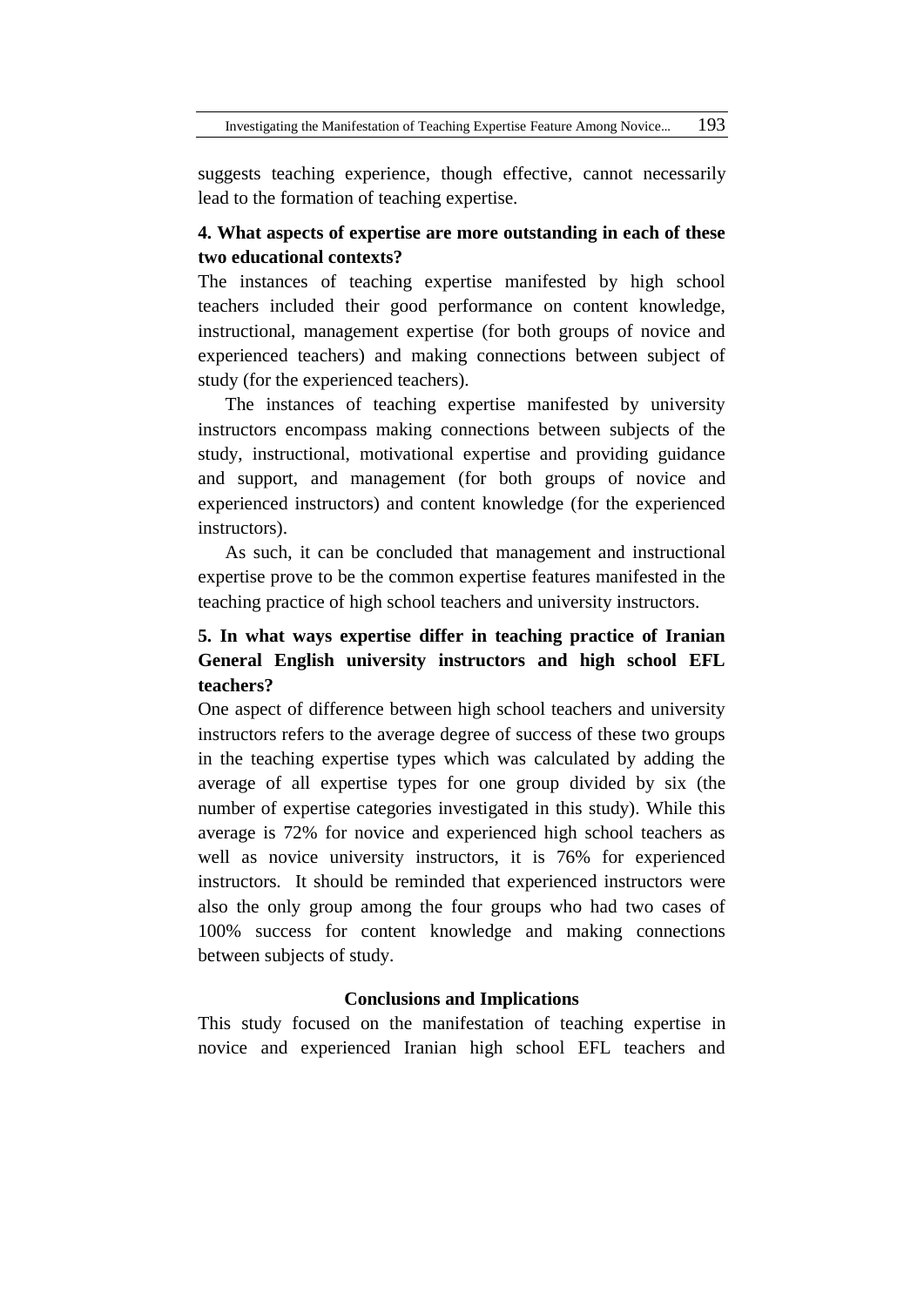suggests teaching experience, though effective, cannot necessarily lead to the formation of teaching expertise.

**4. What aspects of expertise are more outstanding in each of these two educational contexts?**

The instances of teaching expertise manifested by high school teachers included their good performance on content knowledge, instructional, management expertise (for both groups of novice and experienced teachers) and making connections between subject of study (for the experienced teachers).

The instances of teaching expertise manifested by university instructors encompass making connections between subjects of the study, instructional, motivational expertise and providing guidance and support, and management (for both groups of novice and experienced instructors) and content knowledge (for the experienced instructors).

As such, it can be concluded that management and instructional expertise prove to be the common expertise features manifested in the teaching practice of high school teachers and university instructors.

**5. In what ways expertise differ in teaching practice of Iranian General English university instructors and high school EFL teachers?**

One aspect of difference between high school teachers and university instructors refers to the average degree of success of these two groups in the teaching expertise types which was calculated by adding the average of all expertise types for one group divided by six (the number of expertise categories investigated in this study). While this average is 72% for novice and experienced high school teachers as well as novice university instructors, it is 76% for experienced instructors. It should be reminded that experienced instructors were also the only group among the four groups who had two cases of 100% success for content knowledge and making connections between subjects of study.

## Conclusions and Implications

This study focused on the manifestation of teaching expertise in novice and experienced Iranian high school EFL teachers and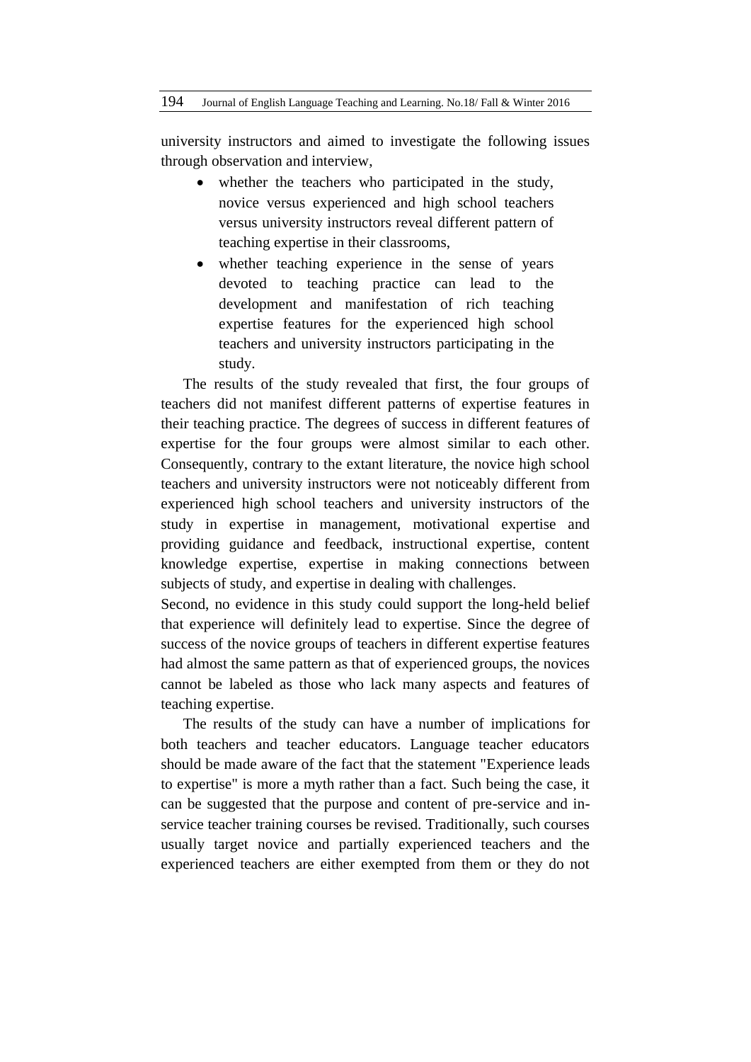university instructors and aimed to investigate the following issues through observation and interview,

- whether the teachers who participated in the study, novice versus experienced and high school teachers versus university instructors reveal different pattern of teaching expertise in their classrooms,
- whether teaching experience in the sense of years devoted to teaching practice can lead to the development and manifestation of rich teaching expertise features for the experienced high school teachers and university instructors participating in the study.

The results of the study revealed that first, the four groups of teachers did not manifest different patterns of expertise features in their teaching practice. The degrees of success in different features of expertise for the four groups were almost similar to each other. Consequently, contrary to the extant literature, the novice high school teachers and university instructors were not noticeably different from experienced high school teachers and university instructors of the study in expertise in management, motivational expertise and providing guidance and feedback, instructional expertise, content knowledge expertise, expertise in making connections between subjects of study, and expertise in dealing with challenges.

Second, no evidence in this study could support the long-held belief that experience will definitely lead to expertise. Since the degree of success of the novice groups of teachers in different expertise features had almost the same pattern as that of experienced groups, the novices cannot be labeled as those who lack many aspects and features of teaching expertise.

The results of the study can have a number of implications for both teachers and teacher educators. Language teacher educators should be made aware of the fact that the statement "Experience leads to expertise" is more a myth rather than a fact. Such being the case, it can be suggested that the purpose and content of pre-service and in-service teacher training courses be revised. Traditionally, such courses usually target novice and partially experienced teachers and the experienced teachers are either exempted from them or they do not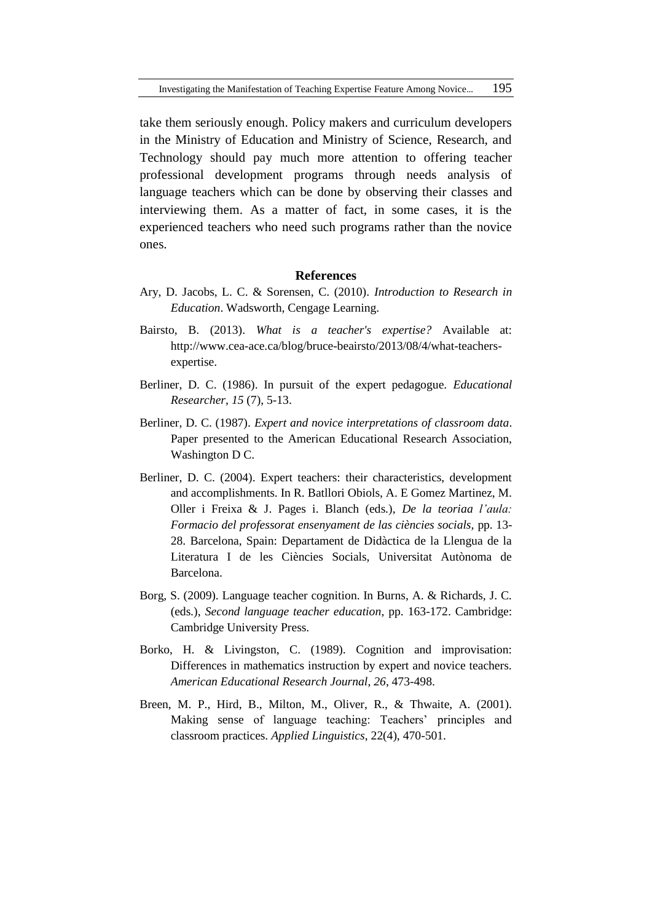take them seriously enough. Policy makers and curriculum developers in the Ministry of Education and Ministry of Science, Research, and Technology should pay much more attention to offering teacher professional development programs through needs analysis of language teachers which can be done by observing their classes and interviewing them. As a matter of fact, in some cases, it is the experienced teachers who need such programs rather than the novice ones.

## References

Ary, D. Jacobs, L. C. & Sorensen, C. (2010). *Introduction to Research in Education*. Wadsworth, Cengage Learning.

Bairsto, B. (2013). *What is a teacher's expertise?* Available at: http://www.cea-ace.ca/blog/bruce-beairsto/2013/08/4/what-teachers-expertise.

Berliner, D. C. (1986). In pursuit of the expert pedagogue. *Educational Researcher*, *15* (7), 5-13.

Berliner, D. C. (1987). *Expert and novice interpretations of classroom data*. Paper presented to the American Educational Research Association, Washington D C.

Berliner, D. C. (2004). Expert teachers: their characteristics, development and accomplishments. In R. Batllori Obiols, A. E Gomez Martinez, M. Oller i Freixa & J. Pages i. Blanch (eds.), *De la teoriaa l'aula: Formacio del professorat ensenyament de las ciències socials,* pp. 13-28. Barcelona, Spain: Departament de Didàctica de la Llengua de la Literatura I de les Ciències Socials, Universitat Autònoma de Barcelona.

Borg, S. (2009). Language teacher cognition. In Burns, A. & Richards, J. C. (eds.), *Second language teacher education*, pp. 163-172. Cambridge: Cambridge University Press.

Borko, H. & Livingston, C. (1989). Cognition and improvisation: Differences in mathematics instruction by expert and novice teachers. *American Educational Research Journal*, *26*, 473-498.

Breen, M. P., Hird, B., Milton, M., Oliver, R., & Thwaite, A. (2001). Making sense of language teaching: Teachers' principles and classroom practices. *Applied Linguistics*, 22(4), 470-501.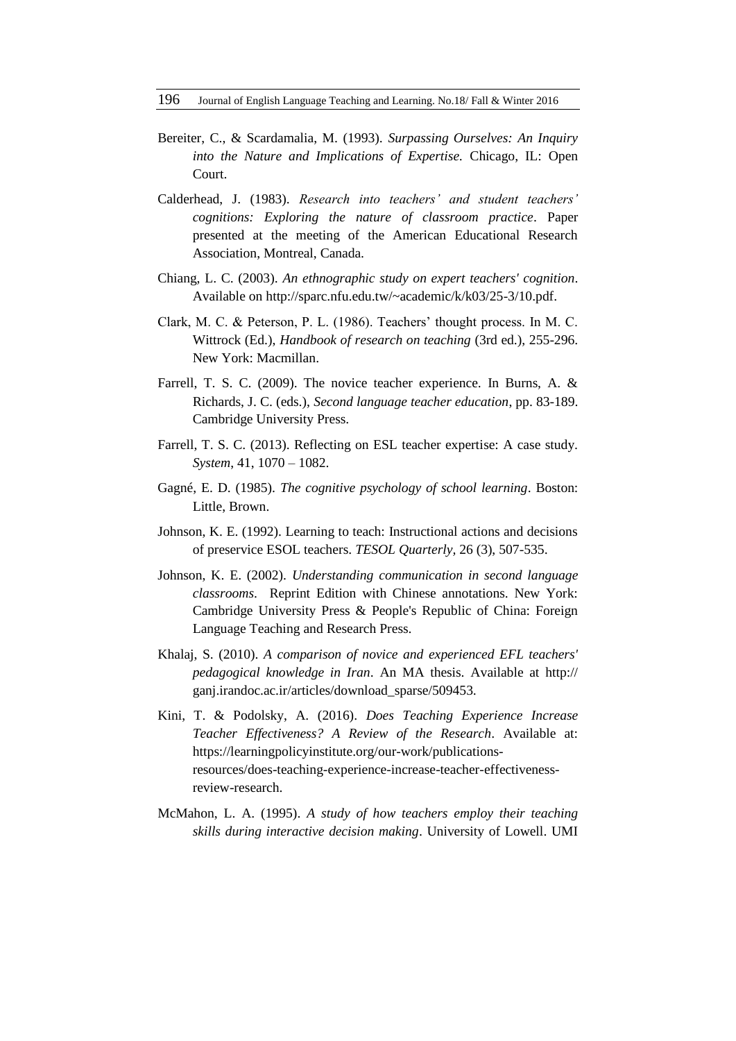Bereiter, C., & Scardamalia, M. (1993). *Surpassing Ourselves: An Inquiry into the Nature and Implications of Expertise.* Chicago, IL: Open Court.

Calderhead, J. (1983). *Research into teachers' and student teachers' cognitions: Exploring the nature of classroom practice*. Paper presented at the meeting of the American Educational Research Association, Montreal, Canada.

Chiang, L. C. (2003). *An ethnographic study on expert teachers' cognition*. Available on http://sparc.nfu.edu.tw/~academic/k/k03/25-3/10.pdf.

Clark, M. C. & Peterson, P. L. (1986). Teachers' thought process. In M. C. Wittrock (Ed.), *Handbook of research on teaching* (3rd ed.), 255-296. New York: Macmillan.

Farrell, T. S. C. (2009). The novice teacher experience. In Burns, A. & Richards, J. C. (eds.), *Second language teacher education*, pp. 83-189. Cambridge University Press.

Farrell, T. S. C. (2013). Reflecting on ESL teacher expertise: A case study. *System*, 41, 1070 – 1082.

Gagné, E. D. (1985). *The cognitive psychology of school learning*. Boston: Little, Brown.

Johnson, K. E. (1992). Learning to teach: Instructional actions and decisions of preservice ESOL teachers. *TESOL Quarterly*, 26 (3), 507-535.

Johnson, K. E. (2002). *Understanding communication in second language classrooms*. Reprint Edition with Chinese annotations. New York: Cambridge University Press & People's Republic of China: Foreign Language Teaching and Research Press.

Khalaj, S. (2010). *A comparison of novice and experienced EFL teachers' pedagogical knowledge in Iran*. An MA thesis. Available at http:// ganj.irandoc.ac.ir/articles/download_sparse/509453.

Kini, T. & Podolsky, A. (2016). *Does Teaching Experience Increase Teacher Effectiveness? A Review of the Research*. Available at: https://learningpolicyinstitute.org/our-work/publications-resources/does-teaching-experience-increase-teacher-effectiveness-review-research.

McMahon, L. A. (1995). *A study of how teachers employ their teaching skills during interactive decision making*. University of Lowell. UMI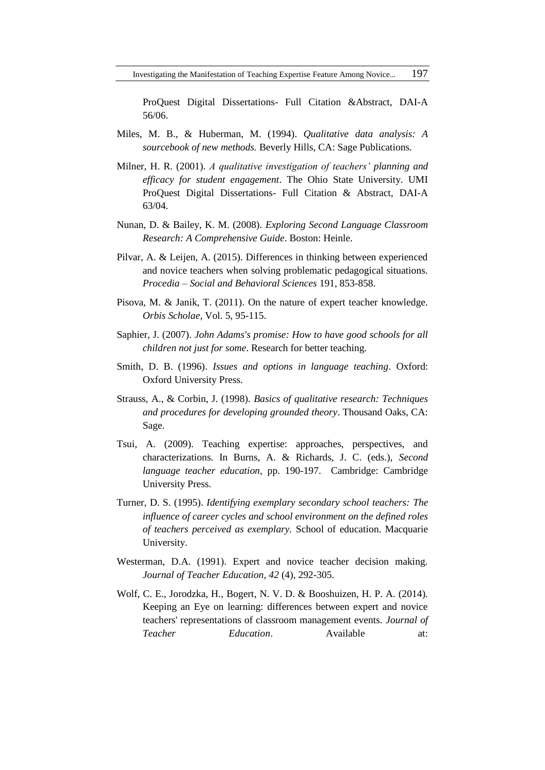ProQuest Digital Dissertations- Full Citation &Abstract, DAI-A 56/06.

Miles, M. B., & Huberman, M. (1994). *Qualitative data analysis: A sourcebook of new methods.* Beverly Hills, CA: Sage Publications.

Milner, H. R. (2001). *A qualitative investigation of teachers' planning and efficacy for student engagement*. The Ohio State University. UMI ProQuest Digital Dissertations- Full Citation & Abstract, DAI-A 63/04.

Nunan, D. & Bailey, K. M. (2008). *Exploring Second Language Classroom Research: A Comprehensive Guide*. Boston: Heinle.

Pilvar, A. & Leijen, A. (2015). Differences in thinking between experienced and novice teachers when solving problematic pedagogical situations. *Procedia – Social and Behavioral Sciences* 191, 853-858.

Pisova, M. & Janik, T. (2011). On the nature of expert teacher knowledge. *Orbis Scholae*, Vol. 5, 95-115.

Saphier, J. (2007). *John Adams's promise: How to have good schools for all children not just for some*. Research for better teaching.

Smith, D. B. (1996). *Issues and options in language teaching*. Oxford: Oxford University Press.

Strauss, A., & Corbin, J. (1998). *Basics of qualitative research: Techniques and procedures for developing grounded theory*. Thousand Oaks, CA: Sage.

Tsui, A. (2009). Teaching expertise: approaches, perspectives, and characterizations. In Burns, A. & Richards, J. C. (eds.), *Second language teacher education*, pp. 190-197. Cambridge: Cambridge University Press.

Turner, D. S. (1995). *Identifying exemplary secondary school teachers: The influence of career cycles and school environment on the defined roles of teachers perceived as exemplary.* School of education. Macquarie University.

Westerman, D.A. (1991). Expert and novice teacher decision making. *Journal of Teacher Education*, *42* (4), 292-305.

Wolf, C. E., Jorodzka, H., Bogert, N. V. D. & Booshuizen, H. P. A. (2014). Keeping an Eye on learning: differences between expert and novice teachers' representations of classroom management events. *Journal of Teacher Education*. Available at: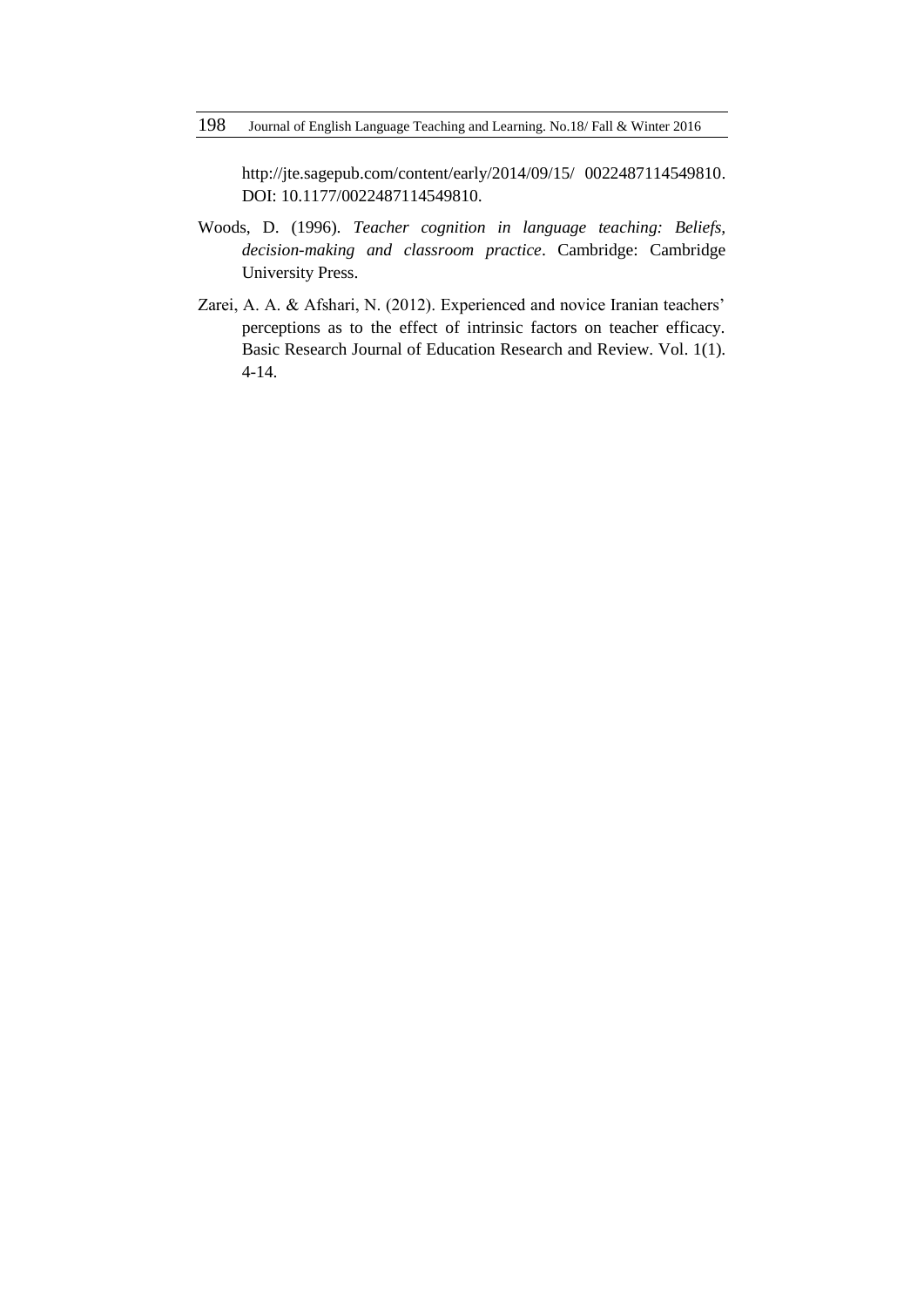http://jte.sagepub.com/content/early/2014/09/15/ 0022487114549810. DOI: 10.1177/0022487114549810.

Woods, D. (1996). *Teacher cognition in language teaching: Beliefs, decision-making and classroom practice*. Cambridge: Cambridge University Press.

Zarei, A. A. & Afshari, N. (2012). Experienced and novice Iranian teachers' perceptions as to the effect of intrinsic factors on teacher efficacy. Basic Research Journal of Education Research and Review. Vol. 1(1). 4-14.